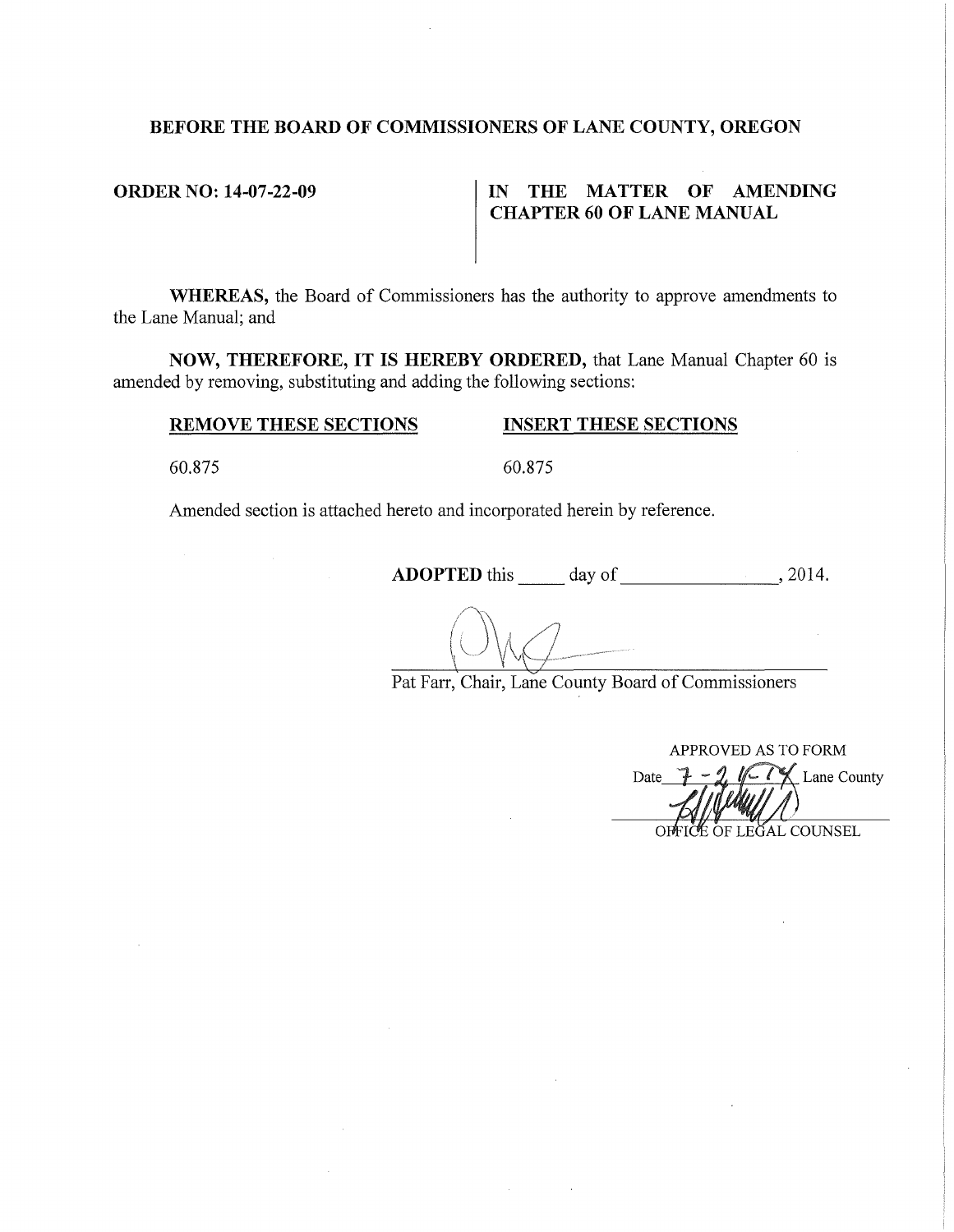**BEFORE THE BOARD OF COMMISSIONERS OF LANE COUNTY, OREGON**

**ORDER NO: 14-07-22-09**

**IN THE MATTER OF AMENDING CHAPTER 60 OF LANE MANUAL**

**WHEREAS,** the Board of Commissioners has the authority to approve amendments to the Lane Manual; and

**NOW, THEREFORE, IT IS HEREBY ORDERED,** that Lane Manual Chapter 60 is amended by removing, substituting and adding the following sections:

| **REMOVE THESE SECTIONS** | **INSERT THESE SECTIONS** |
|---|---|
| 60.875 | 60.875 |

Amended section is attached hereto and incorporated herein by reference.

**ADOPTED** this _____ day of _________________, 2014.

Pat Farr, Chair, Lane County Board of Commissioners

APPROVED AS TO FORM
Date 7-2/6-14 Lane County
OFFICE OF LEGAL COUNSEL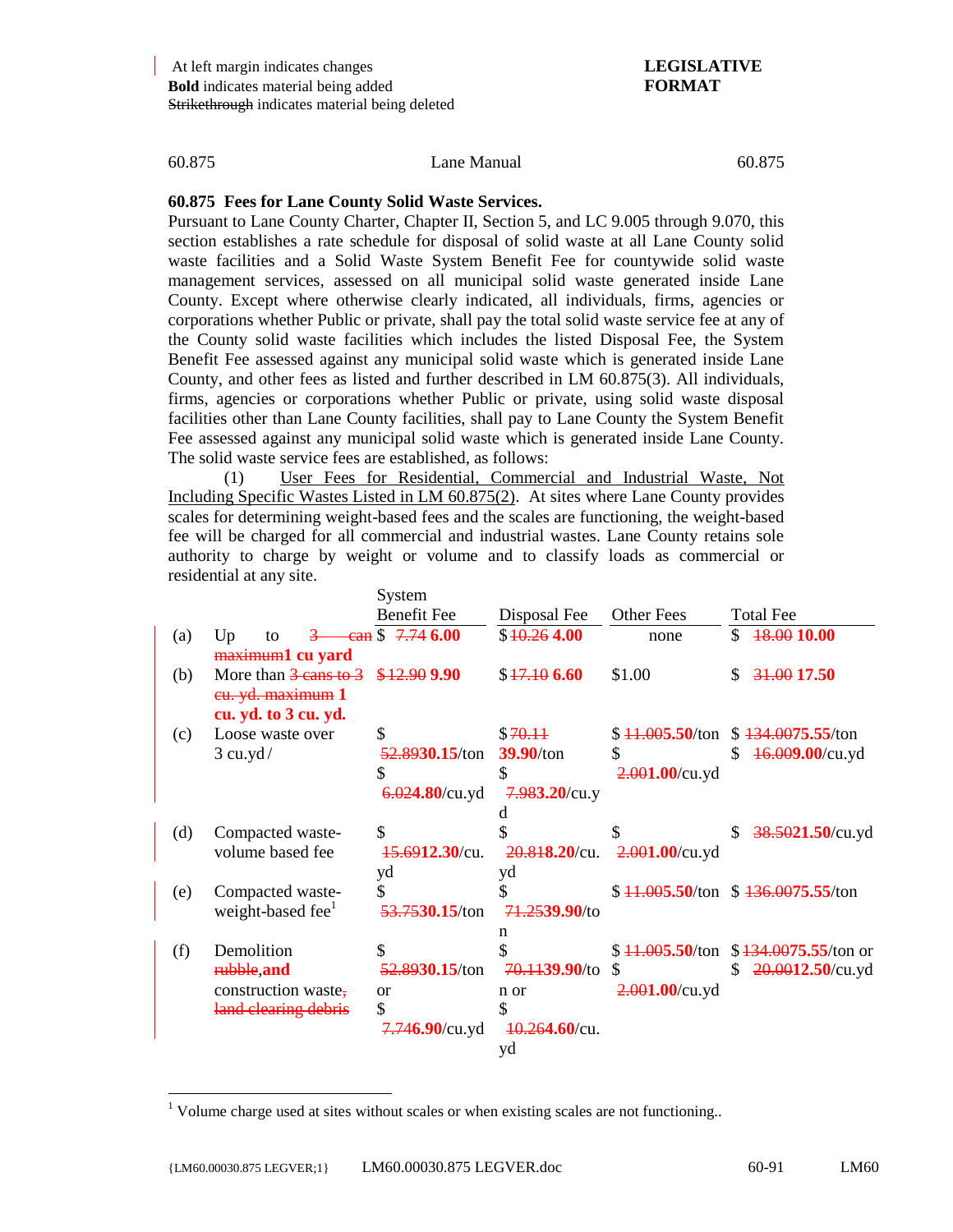| At left margin indicates changes
**Bold** indicates material being added
~~Strikethrough~~ indicates material being deleted

**LEGISLATIVE FORMAT**

### 60.875 Fees for Lane County Solid Waste Services.

Pursuant to Lane County Charter, Chapter II, Section 5, and LC 9.005 through 9.070, this section establishes a rate schedule for disposal of solid waste at all Lane County solid waste facilities and a Solid Waste System Benefit Fee for countywide solid waste management services, assessed on all municipal solid waste generated inside Lane County. Except where otherwise clearly indicated, all individuals, firms, agencies or corporations whether Public or private, shall pay the total solid waste service fee at any of the County solid waste facilities which includes the listed Disposal Fee, the System Benefit Fee assessed against any municipal solid waste which is generated inside Lane County, and other fees as listed and further described in LM 60.875(3). All individuals, firms, agencies or corporations whether Public or private, using solid waste disposal facilities other than Lane County facilities, shall pay to Lane County the System Benefit Fee assessed against any municipal solid waste which is generated inside Lane County. The solid waste service fees are established, as follows:

(1) User Fees for Residential, Commercial and Industrial Waste, Not Including Specific Wastes Listed in LM 60.875(2). At sites where Lane County provides scales for determining weight-based fees and the scales are functioning, the weight-based fee will be charged for all commercial and industrial wastes. Lane County retains sole authority to charge by weight or volume and to classify loads as commercial or residential at any site.

| | | System Benefit Fee | Disposal Fee | Other Fees | Total Fee |
|---|---|---|---|---|---|
| (a) | Up to ~~3 can maximum~~**1 cu yard** | $ ~~7.74~~ **6.00** | $ ~~10.26~~ **4.00** | none | $ ~~18.00~~ **10.00** |
| (b) | More than ~~3 cans to 3 cu. yd. maximum~~ **1 cu. yd. to 3 cu. yd.** | $ ~~12.90~~ **9.90** | $ ~~17.10~~ **6.60** | $1.00 | $ ~~31.00~~ **17.50** |
| (c) | Loose waste over 3 cu.yd / | $ ~~52.89~~**30.15**/ton $ ~~6.02~~**4.80**/cu.yd | $ ~~70.11~~ **39.90**/ton $ ~~7.98~~**3.20**/cu.yd | $ ~~11.00~~**5.50**/ton $ ~~2.00~~**1.00**/cu.yd | $ ~~134.00~~**75.55**/ton $ ~~16.00~~**9.00**/cu.yd |
| (d) | Compacted waste-volume based fee | $ ~~15.69~~**12.30**/cu.yd | $ ~~20.81~~**8.20**/cu.yd | $ ~~2.00~~**1.00**/cu.yd | $ ~~38.50~~**21.50**/cu.yd |
| (e) | Compacted waste-weight-based fee[1] | $ ~~53.75~~**30.15**/ton | $ ~~71.25~~**39.90**/ton | $ ~~11.00~~**5.50**/ton | $ ~~136.00~~**75.55**/ton |
| (f) | Demolition ~~rubble~~**,and** construction waste~~, land clearing debris~~ | $ ~~52.89~~**30.15**/ton or $ ~~7.74~~**6.90**/cu.yd | $ ~~70.11~~**39.90**/ton or $ ~~10.26~~**4.60**/cu.yd | $ ~~11.00~~**5.50**/ton $ ~~2.00~~**1.00**/cu.yd | $ ~~134.00~~**75.55**/ton or $ ~~20.00~~**12.50**/cu.yd |

[1] Volume charge used at sites without scales or when existing scales are not functioning..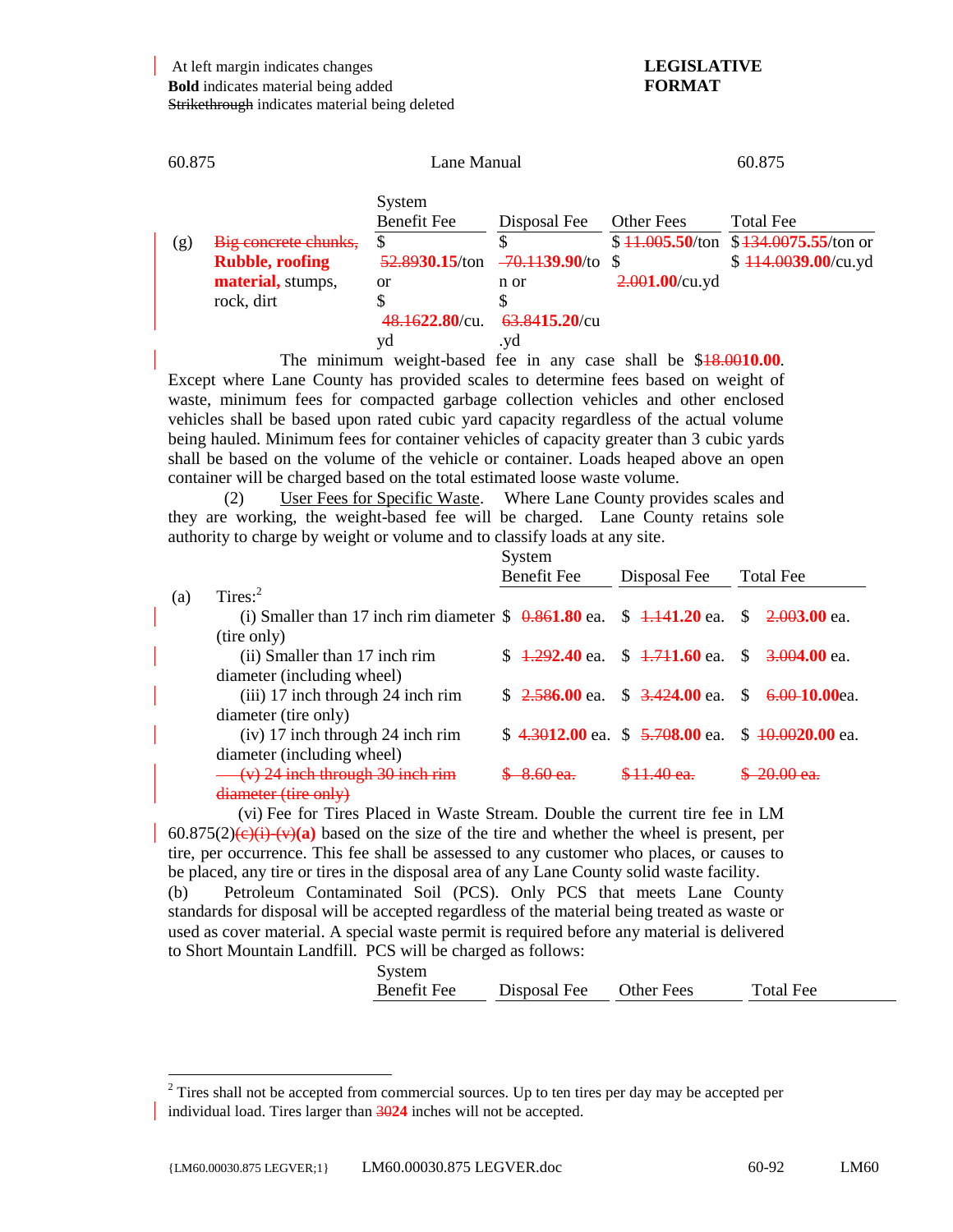At left margin indicates changes
**Bold** indicates material being added
~~Strikethrough~~ indicates material being deleted

**LEGISLATIVE FORMAT**

60.875 Lane Manual 60.875

| | | System Benefit Fee | Disposal Fee | Other Fees | Total Fee |
|---|---|---|---|---|---|
| (g) | ~~Big concrete chunks,~~ **Rubble, roofing material,** stumps, rock, dirt | $ ~~52.89~~**30.15**/ton or $ ~~48.16~~**22.80**/cu. yd | $ ~~70.11~~**39.90**/ton or $ ~~63.84~~**15.20**/cu .yd | $ ~~11.00~~**5.50**/ton $ ~~2.00~~**1.00**/cu.yd | $ ~~134.00~~**75.55**/ton or $ ~~114.00~~**39.00**/cu.yd |

The minimum weight-based fee in any case shall be $~~18.00~~**10.00**. Except where Lane County has provided scales to determine fees based on weight of waste, minimum fees for compacted garbage collection vehicles and other enclosed vehicles shall be based upon rated cubic yard capacity regardless of the actual volume being hauled. Minimum fees for container vehicles of capacity greater than 3 cubic yards shall be based on the volume of the vehicle or container. Loads heaped above an open container will be charged based on the total estimated loose waste volume.

(2) User Fees for Specific Waste. Where Lane County provides scales and they are working, the weight-based fee will be charged. Lane County retains sole authority to charge by weight or volume and to classify loads at any site.

| | | System Benefit Fee | Disposal Fee | Total Fee |
|---|---|---|---|---|
| (a) | Tires:[2] | | | |
| | (i) Smaller than 17 inch rim diameter (tire only) | $ ~~0.86~~**1.80** ea. | $ ~~1.14~~**1.20** ea. | $ ~~2.00~~**3.00** ea. |
| | (ii) Smaller than 17 inch rim diameter (including wheel) | $ ~~1.29~~**2.40** ea. | $ ~~1.71~~**1.60** ea. | $ ~~3.00~~**4.00** ea. |
| | (iii) 17 inch through 24 inch rim diameter (tire only) | $ ~~2.58~~**6.00** ea. | $ ~~3.42~~**4.00** ea. | $ ~~6.00~~ **10.00**ea. |
| | (iv) 17 inch through 24 inch rim diameter (including wheel) | $ ~~4.30~~**12.00** ea. | $ ~~5.70~~**8.00** ea. | $ ~~10.00~~**20.00** ea. |
| | ~~(v) 24 inch through 30 inch rim diameter (tire only)~~ | ~~$ 8.60 ea.~~ | ~~$11.40 ea.~~ | ~~$ 20.00 ea.~~ |

(vi) Fee for Tires Placed in Waste Stream. Double the current tire fee in LM 60.875(2)~~(c)(i)-(v)~~**(a)** based on the size of the tire and whether the wheel is present, per tire, per occurrence. This fee shall be assessed to any customer who places, or causes to be placed, any tire or tires in the disposal area of any Lane County solid waste facility.

(b) Petroleum Contaminated Soil (PCS). Only PCS that meets Lane County standards for disposal will be accepted regardless of the material being treated as waste or used as cover material. A special waste permit is required before any material is delivered to Short Mountain Landfill. PCS will be charged as follows:

| System Benefit Fee | Disposal Fee | Other Fees | Total Fee |
|---|---|---|---|

[2] Tires shall not be accepted from commercial sources. Up to ten tires per day may be accepted per individual load. Tires larger than ~~30~~**24** inches will not be accepted.

{LM60.00030.875 LEGVER;1} LM60.00030.875 LEGVER.doc 60-92 LM60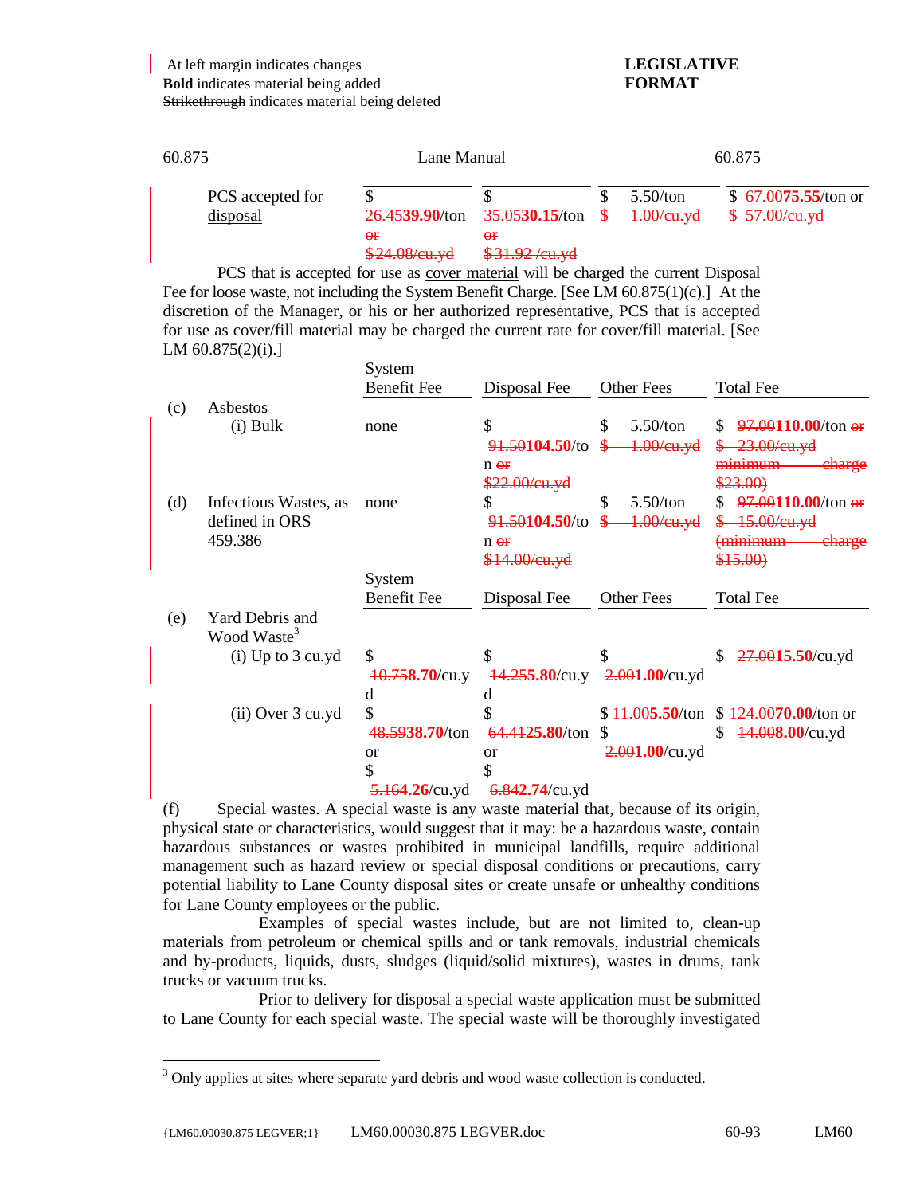At left margin indicates changes
**Bold** indicates material being added
~~Strikethrough~~ indicates material being deleted

**LEGISLATIVE FORMAT**

60.875 Lane Manual 60.875

| | | | | | |
|---|---|---|---|---|---|
| | PCS accepted for disposal | $ ~~26.45~~**39.90**/ton ~~or $24.08/cu.yd~~ | $ ~~35.05~~**30.15**/ton ~~or $31.92 /cu.yd~~ | $ 5.50/ton ~~$ 1.00/cu.yd~~ | $ ~~67.00~~**75.55**/ton or ~~$ 57.00/cu.yd~~ |

PCS that is accepted for use as cover material will be charged the current Disposal Fee for loose waste, not including the System Benefit Charge. [See LM 60.875(1)(c).] At the discretion of the Manager, or his or her authorized representative, PCS that is accepted for use as cover/fill material may be charged the current rate for cover/fill material. [See LM 60.875(2)(i).]

| | | System Benefit Fee | Disposal Fee | Other Fees | Total Fee |
|---|---|---|---|---|---|
| (c) | Asbestos | | | | |
| | (i) Bulk | none | $ ~~91.50~~**104.50**/ton ~~or $22.00/cu.yd~~ | $ 5.50/ton ~~$ 1.00/cu.yd~~ | $ ~~97.00~~**110.00**/ton ~~or $ 23.00/cu.yd minimum charge $23.00)~~ |
| (d) | Infectious Wastes, as defined in ORS 459.386 | none | $ ~~91.50~~**104.50**/ton ~~or $14.00/cu.yd~~ | $ 5.50/ton ~~$ 1.00/cu.yd~~ | $ ~~97.00~~**110.00**/ton ~~or $ 15.00/cu.yd (minimum charge $15.00)~~ |

| | | System Benefit Fee | Disposal Fee | Other Fees | Total Fee |
|---|---|---|---|---|---|
| (e) | Yard Debris and Wood Waste[3] | | | | |
| | (i) Up to 3 cu.yd | $ ~~10.75~~**8.70**/cu.yd | $ ~~14.25~~**5.80**/cu.yd | $ ~~2.00~~**1.00**/cu.yd | $ ~~27.00~~**15.50**/cu.yd |
| | (ii) Over 3 cu.yd | $ ~~48.59~~**38.70**/ton or $ ~~5.16~~**4.26**/cu.yd | $ ~~64.41~~**25.80**/ton or $ ~~6.84~~**2.74**/cu.yd | $ ~~11.00~~**5.50**/ton $ ~~2.00~~**1.00**/cu.yd | $ ~~124.00~~**70.00**/ton or $ ~~14.00~~**8.00**/cu.yd |

(f) Special wastes. A special waste is any waste material that, because of its origin, physical state or characteristics, would suggest that it may: be a hazardous waste, contain hazardous substances or wastes prohibited in municipal landfills, require additional management such as hazard review or special disposal conditions or precautions, carry potential liability to Lane County disposal sites or create unsafe or unhealthy conditions for Lane County employees or the public.

Examples of special wastes include, but are not limited to, clean-up materials from petroleum or chemical spills and or tank removals, industrial chemicals and by-products, liquids, dusts, sludges (liquid/solid mixtures), wastes in drums, tank trucks or vacuum trucks.

Prior to delivery for disposal a special waste application must be submitted to Lane County for each special waste. The special waste will be thoroughly investigated

[3] Only applies at sites where separate yard debris and wood waste collection is conducted.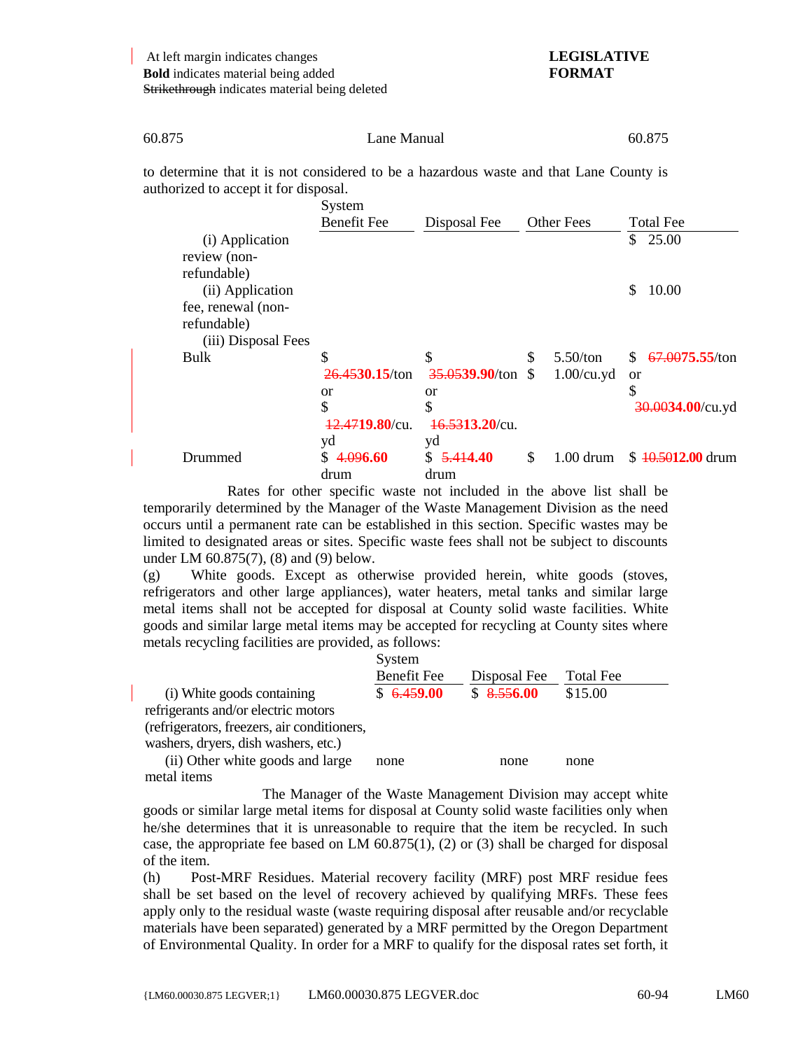| At left margin indicates changes
**Bold** indicates material being added
~~Strikethrough~~ indicates material being deleted

**LEGISLATIVE FORMAT**

60.875 Lane Manual 60.875

to determine that it is not considered to be a hazardous waste and that Lane County is authorized to accept it for disposal.

| | System Benefit Fee | Disposal Fee | Other Fees | Total Fee |
|---|---|---|---|---|
| (i) Application review (non-refundable) | | | | $ 25.00 |
| (ii) Application fee, renewal (non-refundable) | | | | $ 10.00 |
| (iii) Disposal Fees | | | | |
| Bulk | $ ~~26.45~~**30.15**/ton or $ ~~12.47~~**19.80**/cu. yd | $ ~~35.05~~**39.90**/ton or $ ~~16.53~~**13.20**/cu. yd | $ 5.50/ton $ 1.00/cu.yd | $ ~~67.00~~**75.55**/ton or $ ~~30.00~~**34.00**/cu.yd |
| Drummed | $ ~~4.09~~**6.60** drum | $ ~~5.41~~**4.40** drum | $ 1.00 drum | $ ~~10.50~~**12.00** drum |

Rates for other specific waste not included in the above list shall be temporarily determined by the Manager of the Waste Management Division as the need occurs until a permanent rate can be established in this section. Specific wastes may be limited to designated areas or sites. Specific waste fees shall not be subject to discounts under LM 60.875(7), (8) and (9) below.

(g) White goods. Except as otherwise provided herein, white goods (stoves, refrigerators and other large appliances), water heaters, metal tanks and similar large metal items shall not be accepted for disposal at County solid waste facilities. White goods and similar large metal items may be accepted for recycling at County sites where metals recycling facilities are provided, as follows:

| | System Benefit Fee | Disposal Fee | Total Fee |
|---|---|---|---|
| (i) White goods containing refrigerants and/or electric motors (refrigerators, freezers, air conditioners, washers, dryers, dish washers, etc.) | $ ~~6.45~~**9.00** | $ ~~8.55~~**6.00** | $15.00 |
| (ii) Other white goods and large metal items | none | none | none |

The Manager of the Waste Management Division may accept white goods or similar large metal items for disposal at County solid waste facilities only when he/she determines that it is unreasonable to require that the item be recycled. In such case, the appropriate fee based on LM 60.875(1), (2) or (3) shall be charged for disposal of the item.

(h) Post-MRF Residues. Material recovery facility (MRF) post MRF residue fees shall be set based on the level of recovery achieved by qualifying MRFs. These fees apply only to the residual waste (waste requiring disposal after reusable and/or recyclable materials have been separated) generated by a MRF permitted by the Oregon Department of Environmental Quality. In order for a MRF to qualify for the disposal rates set forth, it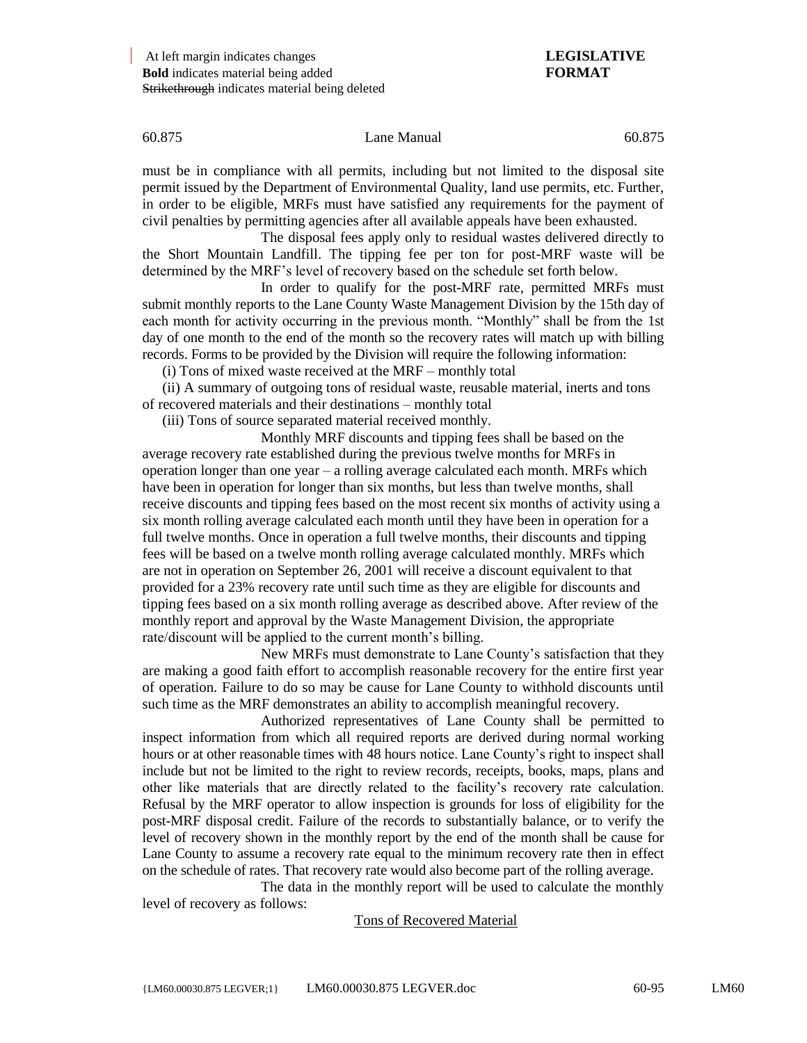must be in compliance with all permits, including but not limited to the disposal site permit issued by the Department of Environmental Quality, land use permits, etc. Further, in order to be eligible, MRFs must have satisfied any requirements for the payment of civil penalties by permitting agencies after all available appeals have been exhausted.

The disposal fees apply only to residual wastes delivered directly to the Short Mountain Landfill. The tipping fee per ton for post-MRF waste will be determined by the MRF's level of recovery based on the schedule set forth below.

In order to qualify for the post-MRF rate, permitted MRFs must submit monthly reports to the Lane County Waste Management Division by the 15th day of each month for activity occurring in the previous month. "Monthly" shall be from the 1st day of one month to the end of the month so the recovery rates will match up with billing records. Forms to be provided by the Division will require the following information:

(i) Tons of mixed waste received at the MRF – monthly total

(ii) A summary of outgoing tons of residual waste, reusable material, inerts and tons of recovered materials and their destinations – monthly total

(iii) Tons of source separated material received monthly.

Monthly MRF discounts and tipping fees shall be based on the average recovery rate established during the previous twelve months for MRFs in operation longer than one year – a rolling average calculated each month. MRFs which have been in operation for longer than six months, but less than twelve months, shall receive discounts and tipping fees based on the most recent six months of activity using a six month rolling average calculated each month until they have been in operation for a full twelve months. Once in operation a full twelve months, their discounts and tipping fees will be based on a twelve month rolling average calculated monthly. MRFs which are not in operation on September 26, 2001 will receive a discount equivalent to that provided for a 23% recovery rate until such time as they are eligible for discounts and tipping fees based on a six month rolling average as described above. After review of the monthly report and approval by the Waste Management Division, the appropriate rate/discount will be applied to the current month's billing.

New MRFs must demonstrate to Lane County's satisfaction that they are making a good faith effort to accomplish reasonable recovery for the entire first year of operation. Failure to do so may be cause for Lane County to withhold discounts until such time as the MRF demonstrates an ability to accomplish meaningful recovery.

Authorized representatives of Lane County shall be permitted to inspect information from which all required reports are derived during normal working hours or at other reasonable times with 48 hours notice. Lane County's right to inspect shall include but not be limited to the right to review records, receipts, books, maps, plans and other like materials that are directly related to the facility's recovery rate calculation. Refusal by the MRF operator to allow inspection is grounds for loss of eligibility for the post-MRF disposal credit. Failure of the records to substantially balance, or to verify the level of recovery shown in the monthly report by the end of the month shall be cause for Lane County to assume a recovery rate equal to the minimum recovery rate then in effect on the schedule of rates. That recovery rate would also become part of the rolling average.

The data in the monthly report will be used to calculate the monthly level of recovery as follows:

Tons of Recovered Material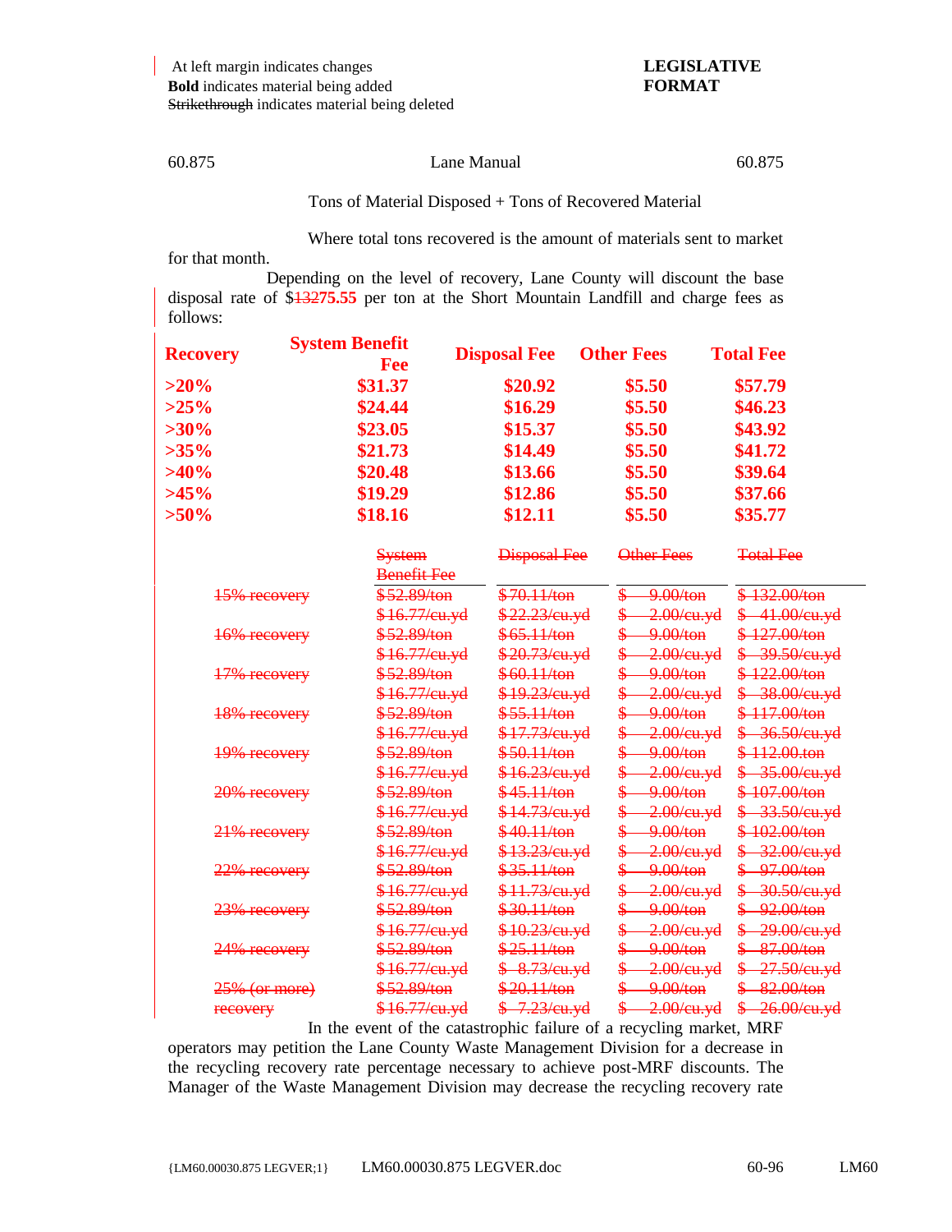At left margin indicates changes
**Bold** indicates material being added
~~Strikethrough~~ indicates material being deleted

**LEGISLATIVE FORMAT**

60.875 Lane Manual 60.875

Tons of Material Disposed + Tons of Recovered Material

Where total tons recovered is the amount of materials sent to market for that month.

Depending on the level of recovery, Lane County will discount the base disposal rate of $~~132~~**75.55** per ton at the Short Mountain Landfill and charge fees as follows:

| **Recovery** | **System Benefit Fee** | **Disposal Fee** | **Other Fees** | **Total Fee** |
|---|---|---|---|---|
| **>20%** | **$31.37** | **$20.92** | **$5.50** | **$57.79** |
| **>25%** | **$24.44** | **$16.29** | **$5.50** | **$46.23** |
| **>30%** | **$23.05** | **$15.37** | **$5.50** | **$43.92** |
| **>35%** | **$21.73** | **$14.49** | **$5.50** | **$41.72** |
| **>40%** | **$20.48** | **$13.66** | **$5.50** | **$39.64** |
| **>45%** | **$19.29** | **$12.86** | **$5.50** | **$37.66** |
| **>50%** | **$18.16** | **$12.11** | **$5.50** | **$35.77** |

| | ~~System Benefit Fee~~ | ~~Disposal Fee~~ | ~~Other Fees~~ | ~~Total Fee~~ |
|---|---|---|---|---|
| ~~15% recovery~~ | ~~$52.89/ton~~ | ~~$70.11/ton~~ | ~~$ 9.00/ton~~ | ~~$ 132.00/ton~~ |
| | ~~$16.77/cu.yd~~ | ~~$22.23/cu.yd~~ | ~~$ 2.00/cu.yd~~ | ~~$ 41.00/cu.yd~~ |
| ~~16% recovery~~ | ~~$52.89/ton~~ | ~~$65.11/ton~~ | ~~$ 9.00/ton~~ | ~~$ 127.00/ton~~ |
| | ~~$16.77/cu.yd~~ | ~~$20.73/cu.yd~~ | ~~$ 2.00/cu.yd~~ | ~~$ 39.50/cu.yd~~ |
| ~~17% recovery~~ | ~~$52.89/ton~~ | ~~$60.11/ton~~ | ~~$ 9.00/ton~~ | ~~$ 122.00/ton~~ |
| | ~~$16.77/cu.yd~~ | ~~$19.23/cu.yd~~ | ~~$ 2.00/cu.yd~~ | ~~$ 38.00/cu.yd~~ |
| ~~18% recovery~~ | ~~$52.89/ton~~ | ~~$55.11/ton~~ | ~~$ 9.00/ton~~ | ~~$ 117.00/ton~~ |
| | ~~$16.77/cu.yd~~ | ~~$17.73/cu.yd~~ | ~~$ 2.00/cu.yd~~ | ~~$ 36.50/cu.yd~~ |
| ~~19% recovery~~ | ~~$52.89/ton~~ | ~~$50.11/ton~~ | ~~$ 9.00/ton~~ | ~~$ 112.00.ton~~ |
| | ~~$16.77/cu.yd~~ | ~~$16.23/cu.yd~~ | ~~$ 2.00/cu.yd~~ | ~~$ 35.00/cu.yd~~ |
| ~~20% recovery~~ | ~~$52.89/ton~~ | ~~$45.11/ton~~ | ~~$ 9.00/ton~~ | ~~$ 107.00/ton~~ |
| | ~~$16.77/cu.yd~~ | ~~$14.73/cu.yd~~ | ~~$ 2.00/cu.yd~~ | ~~$ 33.50/cu.yd~~ |
| ~~21% recovery~~ | ~~$52.89/ton~~ | ~~$40.11/ton~~ | ~~$ 9.00/ton~~ | ~~$ 102.00/ton~~ |
| | ~~$16.77/cu.yd~~ | ~~$13.23/cu.yd~~ | ~~$ 2.00/cu.yd~~ | ~~$ 32.00/cu.yd~~ |
| ~~22% recovery~~ | ~~$52.89/ton~~ | ~~$35.11/ton~~ | ~~$ 9.00/ton~~ | ~~$ 97.00/ton~~ |
| | ~~$16.77/cu.yd~~ | ~~$11.73/cu.yd~~ | ~~$ 2.00/cu.yd~~ | ~~$ 30.50/cu.yd~~ |
| ~~23% recovery~~ | ~~$52.89/ton~~ | ~~$30.11/ton~~ | ~~$ 9.00/ton~~ | ~~$ 92.00/ton~~ |
| | ~~$16.77/cu.yd~~ | ~~$10.23/cu.yd~~ | ~~$ 2.00/cu.yd~~ | ~~$ 29.00/cu.yd~~ |
| ~~24% recovery~~ | ~~$52.89/ton~~ | ~~$25.11/ton~~ | ~~$ 9.00/ton~~ | ~~$ 87.00/ton~~ |
| | ~~$16.77/cu.yd~~ | ~~$ 8.73/cu.yd~~ | ~~$ 2.00/cu.yd~~ | ~~$ 27.50/cu.yd~~ |
| ~~25% (or more) recovery~~ | ~~$52.89/ton~~ | ~~$20.11/ton~~ | ~~$ 9.00/ton~~ | ~~$ 82.00/ton~~ |
| | ~~$16.77/cu.yd~~ | ~~$ 7.23/cu.yd~~ | ~~$ 2.00/cu.yd~~ | ~~$ 26.00/cu.yd~~ |

In the event of the catastrophic failure of a recycling market, MRF operators may petition the Lane County Waste Management Division for a decrease in the recycling recovery rate percentage necessary to achieve post-MRF discounts. The Manager of the Waste Management Division may decrease the recycling recovery rate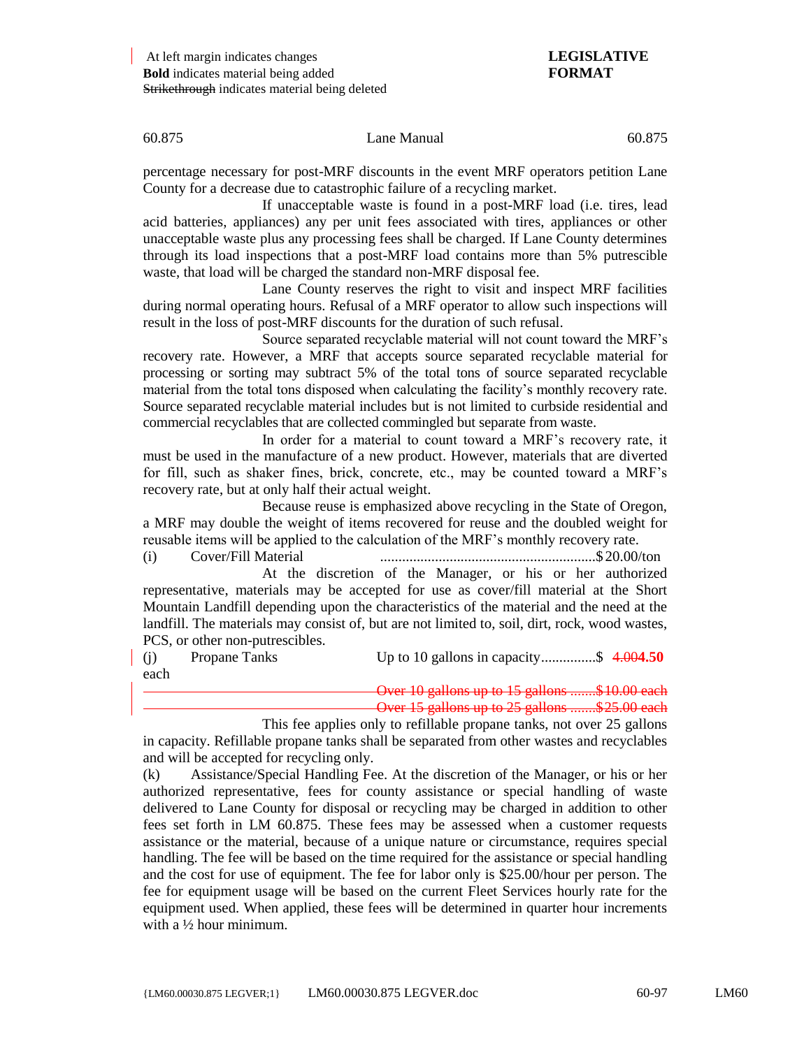At left margin indicates changes
**Bold** indicates material being added
~~Strikethrough~~ indicates material being deleted

**LEGISLATIVE FORMAT**

60.875 Lane Manual 60.875

percentage necessary for post-MRF discounts in the event MRF operators petition Lane County for a decrease due to catastrophic failure of a recycling market.

If unacceptable waste is found in a post-MRF load (i.e. tires, lead acid batteries, appliances) any per unit fees associated with tires, appliances or other unacceptable waste plus any processing fees shall be charged. If Lane County determines through its load inspections that a post-MRF load contains more than 5% putrescible waste, that load will be charged the standard non-MRF disposal fee.

Lane County reserves the right to visit and inspect MRF facilities during normal operating hours. Refusal of a MRF operator to allow such inspections will result in the loss of post-MRF discounts for the duration of such refusal.

Source separated recyclable material will not count toward the MRF's recovery rate. However, a MRF that accepts source separated recyclable material for processing or sorting may subtract 5% of the total tons of source separated recyclable material from the total tons disposed when calculating the facility's monthly recovery rate. Source separated recyclable material includes but is not limited to curbside residential and commercial recyclables that are collected commingled but separate from waste.

In order for a material to count toward a MRF's recovery rate, it must be used in the manufacture of a new product. However, materials that are diverted for fill, such as shaker fines, brick, concrete, etc., may be counted toward a MRF's recovery rate, but at only half their actual weight.

Because reuse is emphasized above recycling in the State of Oregon, a MRF may double the weight of items recovered for reuse and the doubled weight for reusable items will be applied to the calculation of the MRF's monthly recovery rate.

(i) Cover/Fill Material ........................................................$20.00/ton

At the discretion of the Manager, or his or her authorized representative, materials may be accepted for use as cover/fill material at the Short Mountain Landfill depending upon the characteristics of the material and the need at the landfill. The materials may consist of, but are not limited to, soil, dirt, rock, wood wastes, PCS, or other non-putrescibles.

(j) Propane Tanks Up to 10 gallons in capacity...............$ ~~4.00~~**4.50** each

~~Over 10 gallons up to 15 gallons .......$10.00 each~~

~~Over 15 gallons up to 25 gallons .......$25.00 each~~

This fee applies only to refillable propane tanks, not over 25 gallons in capacity. Refillable propane tanks shall be separated from other wastes and recyclables and will be accepted for recycling only.

(k) Assistance/Special Handling Fee. At the discretion of the Manager, or his or her authorized representative, fees for county assistance or special handling of waste delivered to Lane County for disposal or recycling may be charged in addition to other fees set forth in LM 60.875. These fees may be assessed when a customer requests assistance or the material, because of a unique nature or circumstance, requires special handling. The fee will be based on the time required for the assistance or special handling and the cost for use of equipment. The fee for labor only is $25.00/hour per person. The fee for equipment usage will be based on the current Fleet Services hourly rate for the equipment used. When applied, these fees will be determined in quarter hour increments with a ½ hour minimum.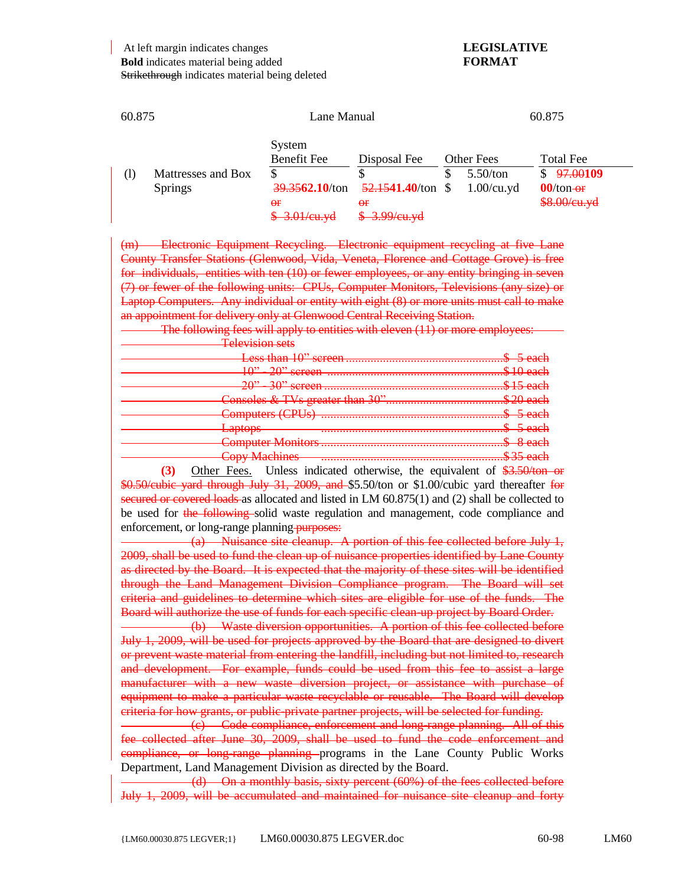At left margin indicates changes
**Bold** indicates material being added
~~Strikethrough~~ indicates material being deleted

**LEGISLATIVE FORMAT**

60.875 Lane Manual 60.875

| | | System Benefit Fee | Disposal Fee | Other Fees | Total Fee |
|---|---|---|---|---|---|
| (l) | Mattresses and Box Springs | $ ~~39.35~~**62.10**/ton ~~or $ 3.01/cu.yd~~ | $ ~~52.15~~**41.40**/ton ~~or $ 3.99/cu.yd~~ | $ 5.50/ton $ 1.00/cu.yd | $ ~~97.00~~**109 00**/ton ~~or $8.00/cu.yd~~ |

~~(m) Electronic Equipment Recycling. Electronic equipment recycling at five Lane County Transfer Stations (Glenwood, Vida, Veneta, Florence and Cottage Grove) is free for individuals, entities with ten (10) or fewer employees, or any entity bringing in seven (7) or fewer of the following units: CPUs, Computer Monitors, Televisions (any size) or Laptop Computers. Any individual or entity with eight (8) or more units must call to make an appointment for delivery only at Glenwood Central Receiving Station.~~

~~The following fees will apply to entities with eleven (11) or more employees:~~

~~Television sets~~

| | |
|---|---|
| ~~Less than 10" screen~~ | ~~$ 5 each~~ |
| ~~10" - 20" screen~~ | ~~$10 each~~ |
| ~~20" - 30" screen~~ | ~~$15 each~~ |
| ~~Consoles & TVs greater than 30"~~ | ~~$20 each~~ |
| ~~Computers (CPUs)~~ | ~~$ 5 each~~ |
| ~~Laptops~~ | ~~$ 5 each~~ |
| ~~Computer Monitors~~ | ~~$ 8 each~~ |
| ~~Copy Machines~~ | ~~$35 each~~ |

**(3)** Other Fees. Unless indicated otherwise, the equivalent of ~~$3.50/ton or $0.50/cubic yard through July 31, 2009, and~~ $5.50/ton or $1.00/cubic yard thereafter ~~for secured or covered loads~~ as allocated and listed in LM 60.875(1) and (2) shall be collected to be used for ~~the following~~ solid waste regulation and management, code compliance and enforcement, or long-range planning~~ purposes:~~

~~(a) Nuisance site cleanup. A portion of this fee collected before July 1, 2009, shall be used to fund the clean up of nuisance properties identified by Lane County as directed by the Board. It is expected that the majority of these sites will be identified through the Land Management Division Compliance program. The Board will set criteria and guidelines to determine which sites are eligible for use of the funds. The Board will authorize the use of funds for each specific clean-up project by Board Order.~~

~~(b) Waste diversion opportunities. A portion of this fee collected before July 1, 2009, will be used for projects approved by the Board that are designed to divert or prevent waste material from entering the landfill, including but not limited to, research and development. For example, funds could be used from this fee to assist a large manufacturer with a new waste diversion project, or assistance with purchase of equipment to make a particular waste recyclable or reusable. The Board will develop criteria for how grants, or public-private partner projects, will be selected for funding.~~

~~(c) Code compliance, enforcement and long-range planning. All of this fee collected after June 30, 2009, shall be used to fund the code enforcement and compliance, or long-range planning~~ programs in the Lane County Public Works Department, Land Management Division as directed by the Board.

~~(d) On a monthly basis, sixty percent (60%) of the fees collected before July 1, 2009, will be accumulated and maintained for nuisance site cleanup and forty~~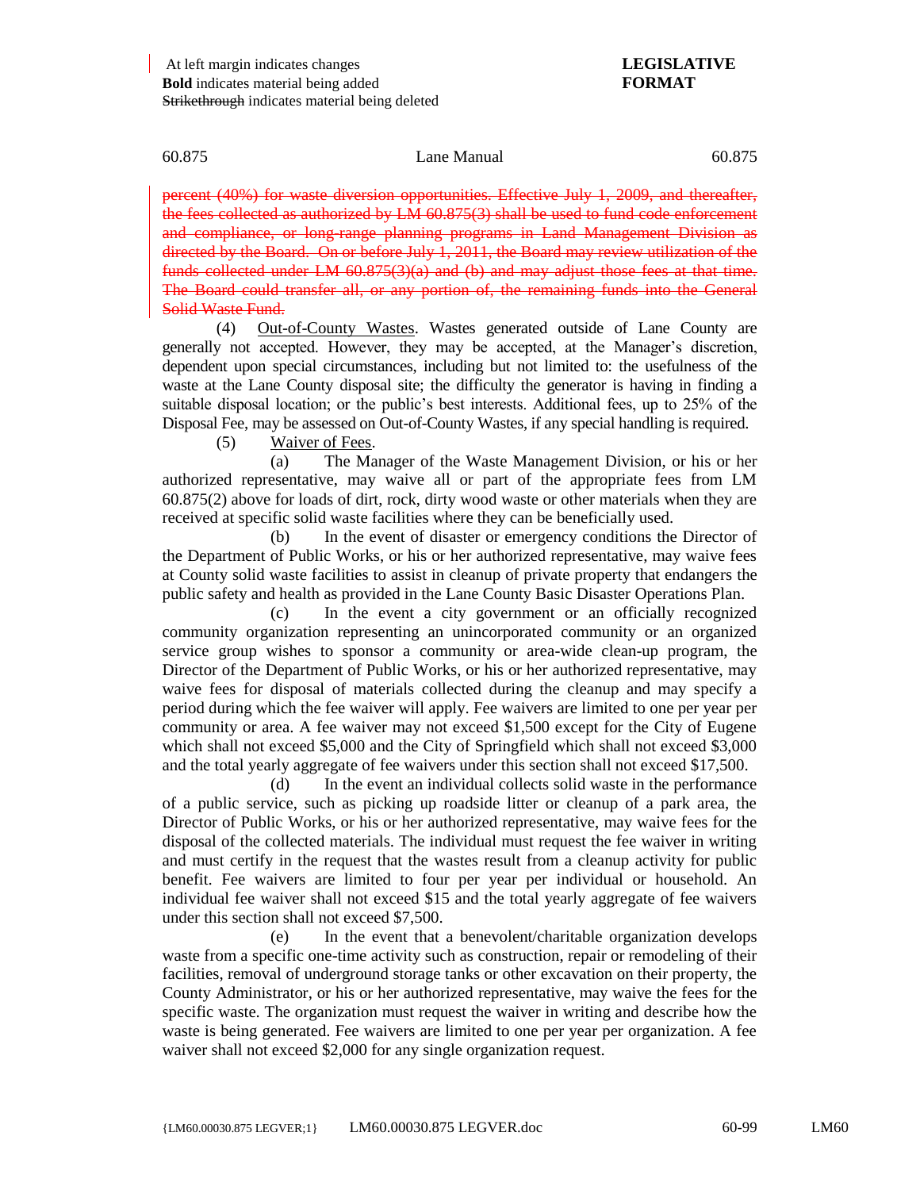At left margin indicates changes
**Bold** indicates material being added
~~Strikethrough~~ indicates material being deleted

**LEGISLATIVE FORMAT**

~~percent (40%) for waste diversion opportunities. Effective July 1, 2009, and thereafter, the fees collected as authorized by LM 60.875(3) shall be used to fund code enforcement and compliance, or long-range planning programs in Land Management Division as directed by the Board. On or before July 1, 2011, the Board may review utilization of the funds collected under LM 60.875(3)(a) and (b) and may adjust those fees at that time. The Board could transfer all, or any portion of, the remaining funds into the General Solid Waste Fund.~~

(4) Out-of-County Wastes. Wastes generated outside of Lane County are generally not accepted. However, they may be accepted, at the Manager's discretion, dependent upon special circumstances, including but not limited to: the usefulness of the waste at the Lane County disposal site; the difficulty the generator is having in finding a suitable disposal location; or the public's best interests. Additional fees, up to 25% of the Disposal Fee, may be assessed on Out-of-County Wastes, if any special handling is required.

(5) Waiver of Fees.

(a) The Manager of the Waste Management Division, or his or her authorized representative, may waive all or part of the appropriate fees from LM 60.875(2) above for loads of dirt, rock, dirty wood waste or other materials when they are received at specific solid waste facilities where they can be beneficially used.

(b) In the event of disaster or emergency conditions the Director of the Department of Public Works, or his or her authorized representative, may waive fees at County solid waste facilities to assist in cleanup of private property that endangers the public safety and health as provided in the Lane County Basic Disaster Operations Plan.

(c) In the event a city government or an officially recognized community organization representing an unincorporated community or an organized service group wishes to sponsor a community or area-wide clean-up program, the Director of the Department of Public Works, or his or her authorized representative, may waive fees for disposal of materials collected during the cleanup and may specify a period during which the fee waiver will apply. Fee waivers are limited to one per year per community or area. A fee waiver may not exceed $1,500 except for the City of Eugene which shall not exceed $5,000 and the City of Springfield which shall not exceed $3,000 and the total yearly aggregate of fee waivers under this section shall not exceed $17,500.

(d) In the event an individual collects solid waste in the performance of a public service, such as picking up roadside litter or cleanup of a park area, the Director of Public Works, or his or her authorized representative, may waive fees for the disposal of the collected materials. The individual must request the fee waiver in writing and must certify in the request that the wastes result from a cleanup activity for public benefit. Fee waivers are limited to four per year per individual or household. An individual fee waiver shall not exceed $15 and the total yearly aggregate of fee waivers under this section shall not exceed $7,500.

(e) In the event that a benevolent/charitable organization develops waste from a specific one-time activity such as construction, repair or remodeling of their facilities, removal of underground storage tanks or other excavation on their property, the County Administrator, or his or her authorized representative, may waive the fees for the specific waste. The organization must request the waiver in writing and describe how the waste is being generated. Fee waivers are limited to one per year per organization. A fee waiver shall not exceed $2,000 for any single organization request.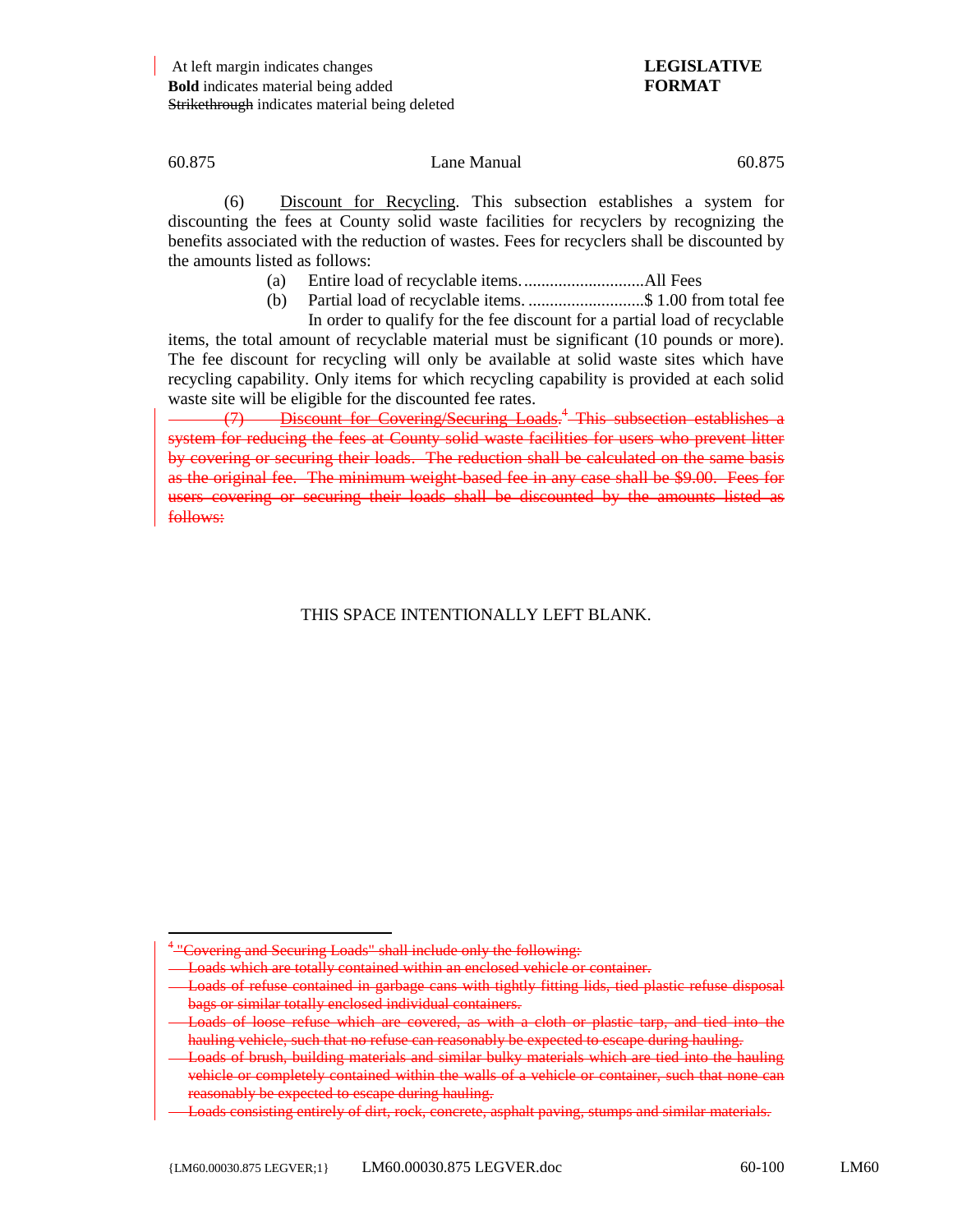At left margin indicates changes
**Bold** indicates material being added
~~Strikethrough~~ indicates material being deleted

**LEGISLATIVE FORMAT**

60.875 Lane Manual 60.875

(6) Discount for Recycling. This subsection establishes a system for discounting the fees at County solid waste facilities for recyclers by recognizing the benefits associated with the reduction of wastes. Fees for recyclers shall be discounted by the amounts listed as follows:

(a) Entire load of recyclable items. ............................All Fees

(b) Partial load of recyclable items. ...........................$ 1.00 from total fee

In order to qualify for the fee discount for a partial load of recyclable items, the total amount of recyclable material must be significant (10 pounds or more). The fee discount for recycling will only be available at solid waste sites which have recycling capability. Only items for which recycling capability is provided at each solid waste site will be eligible for the discounted fee rates.

~~(7) Discount for Covering/Securing Loads.[4] This subsection establishes a system for reducing the fees at County solid waste facilities for users who prevent litter by covering or securing their loads. The reduction shall be calculated on the same basis as the original fee. The minimum weight-based fee in any case shall be $9.00. Fees for users covering or securing their loads shall be discounted by the amounts listed as follows:~~

THIS SPACE INTENTIONALLY LEFT BLANK.

---

[4] ~~"Covering and Securing Loads" shall include only the following:~~

- ~~Loads which are totally contained within an enclosed vehicle or container.~~
- ~~Loads of refuse contained in garbage cans with tightly fitting lids, tied plastic refuse disposal bags or similar totally enclosed individual containers.~~
- ~~Loads of loose refuse which are covered, as with a cloth or plastic tarp, and tied into the hauling vehicle, such that no refuse can reasonably be expected to escape during hauling.~~
- ~~Loads of brush, building materials and similar bulky materials which are tied into the hauling vehicle or completely contained within the walls of a vehicle or container, such that none can reasonably be expected to escape during hauling.~~
- ~~Loads consisting entirely of dirt, rock, concrete, asphalt paving, stumps and similar materials.~~

{LM60.00030.875 LEGVER;1} LM60.00030.875 LEGVER.doc 60-100 LM60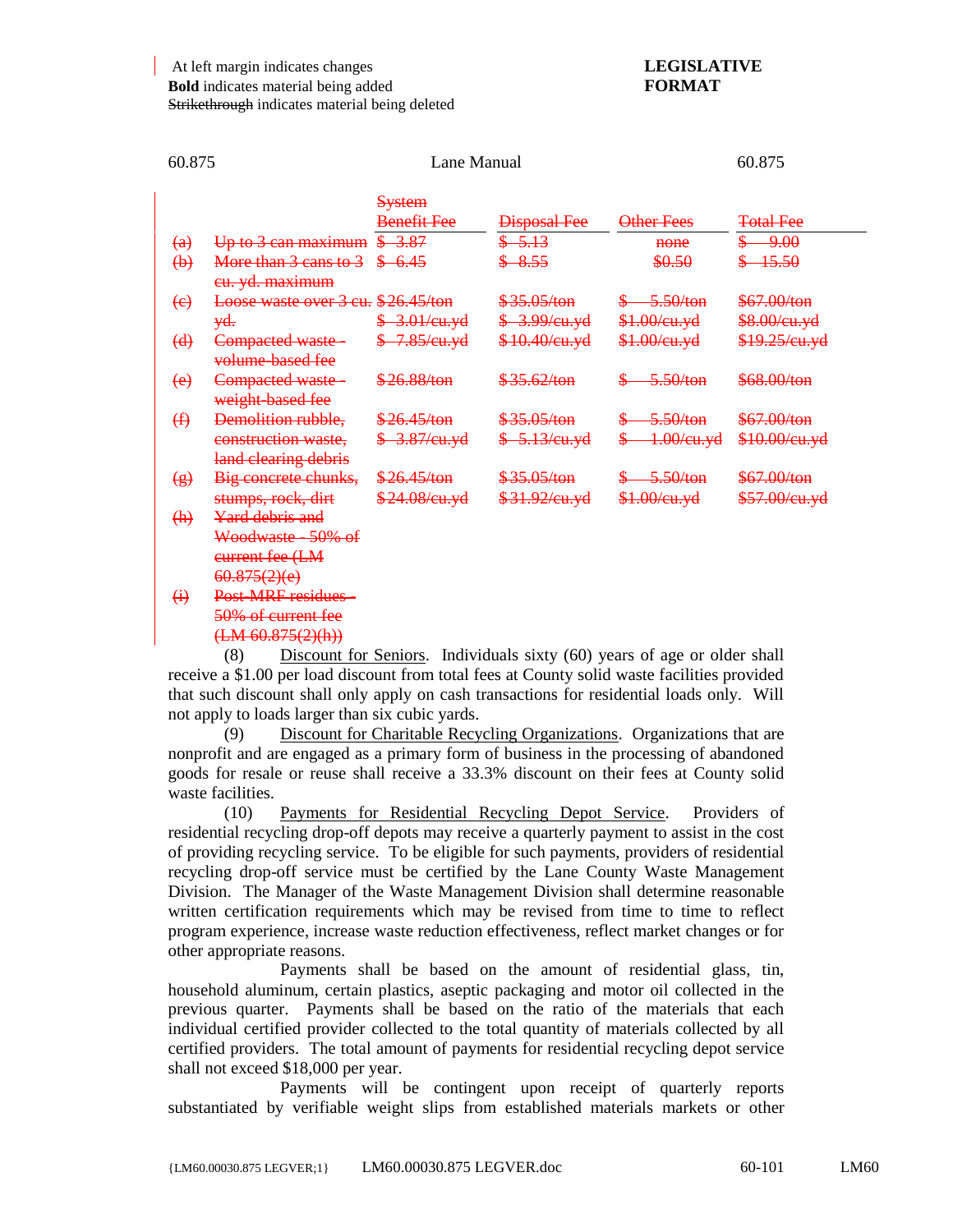At left margin indicates changes
**Bold** indicates material being added
~~Strikethrough~~ indicates material being deleted

**LEGISLATIVE FORMAT**

| | | ~~System Benefit Fee~~ | ~~Disposal Fee~~ | ~~Other Fees~~ | ~~Total Fee~~ |
|---|---|---|---|---|---|
| ~~(a)~~ | ~~Up to 3 can maximum~~ | ~~$ 3.87~~ | ~~$ 5.13~~ | ~~none~~ | ~~$ 9.00~~ |
| ~~(b)~~ | ~~More than 3 cans to 3 cu. yd. maximum~~ | ~~$ 6.45~~ | ~~$ 8.55~~ | ~~$0.50~~ | ~~$ 15.50~~ |
| ~~(c)~~ | ~~Loose waste over 3 cu. yd.~~ | ~~$26.45/ton~~ ~~$ 3.01/cu.yd~~ | ~~$35.05/ton~~ ~~$ 3.99/cu.yd~~ | ~~$ 5.50/ton~~ ~~$1.00/cu.yd~~ | ~~$67.00/ton~~ ~~$8.00/cu.yd~~ |
| ~~(d)~~ | ~~Compacted waste - volume-based fee~~ | ~~$ 7.85/cu.yd~~ | ~~$10.40/cu.yd~~ | ~~$1.00/cu.yd~~ | ~~$19.25/cu.yd~~ |
| ~~(e)~~ | ~~Compacted waste - weight-based fee~~ | ~~$26.88/ton~~ | ~~$35.62/ton~~ | ~~$ 5.50/ton~~ | ~~$68.00/ton~~ |
| ~~(f)~~ | ~~Demolition rubble, construction waste, land clearing debris~~ | ~~$26.45/ton~~ ~~$ 3.87/cu.yd~~ | ~~$35.05/ton~~ ~~$ 5.13/cu.yd~~ | ~~$ 5.50/ton~~ ~~$ 1.00/cu.yd~~ | ~~$67.00/ton~~ ~~$10.00/cu.yd~~ |
| ~~(g)~~ | ~~Big concrete chunks, stumps, rock, dirt~~ | ~~$26.45/ton~~ ~~$24.08/cu.yd~~ | ~~$35.05/ton~~ ~~$31.92/cu.yd~~ | ~~$ 5.50/ton~~ ~~$1.00/cu.yd~~ | ~~$67.00/ton~~ ~~$57.00/cu.yd~~ |
| ~~(h)~~ | ~~Yard debris and Woodwaste - 50% of current fee (LM 60.875(2)(e)~~ | | | | |
| ~~(i)~~ | ~~Post-MRF residues - 50% of current fee (LM 60.875(2)(h))~~ | | | | |

(8) Discount for Seniors. Individuals sixty (60) years of age or older shall receive a $1.00 per load discount from total fees at County solid waste facilities provided that such discount shall only apply on cash transactions for residential loads only. Will not apply to loads larger than six cubic yards.

(9) Discount for Charitable Recycling Organizations. Organizations that are nonprofit and are engaged as a primary form of business in the processing of abandoned goods for resale or reuse shall receive a 33.3% discount on their fees at County solid waste facilities.

(10) Payments for Residential Recycling Depot Service. Providers of residential recycling drop-off depots may receive a quarterly payment to assist in the cost of providing recycling service. To be eligible for such payments, providers of residential recycling drop-off service must be certified by the Lane County Waste Management Division. The Manager of the Waste Management Division shall determine reasonable written certification requirements which may be revised from time to time to reflect program experience, increase waste reduction effectiveness, reflect market changes or for other appropriate reasons.

Payments shall be based on the amount of residential glass, tin, household aluminum, certain plastics, aseptic packaging and motor oil collected in the previous quarter. Payments shall be based on the ratio of the materials that each individual certified provider collected to the total quantity of materials collected by all certified providers. The total amount of payments for residential recycling depot service shall not exceed $18,000 per year.

Payments will be contingent upon receipt of quarterly reports substantiated by verifiable weight slips from established materials markets or other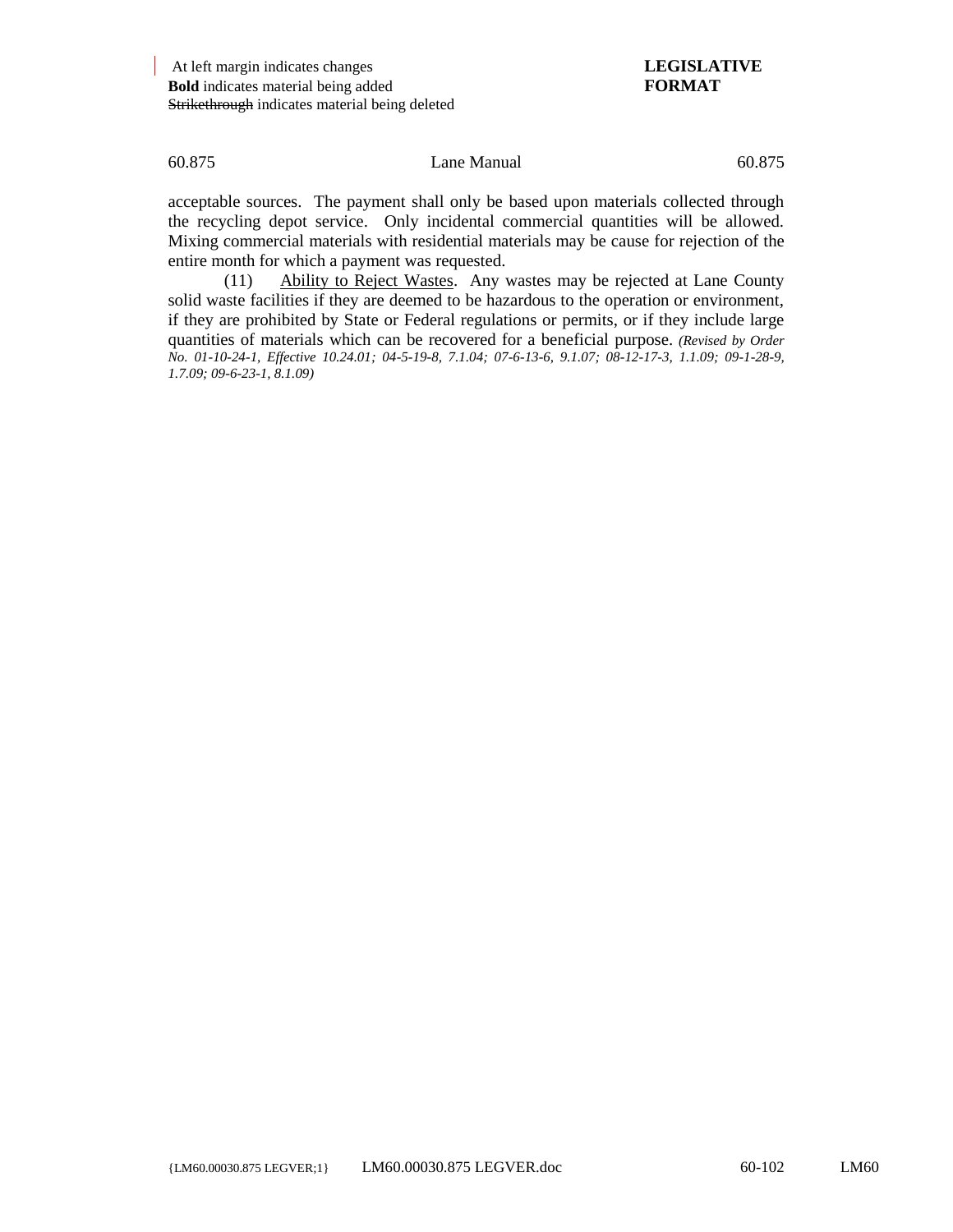acceptable sources. The payment shall only be based upon materials collected through the recycling depot service. Only incidental commercial quantities will be allowed. Mixing commercial materials with residential materials may be cause for rejection of the entire month for which a payment was requested.

(11) Ability to Reject Wastes. Any wastes may be rejected at Lane County solid waste facilities if they are deemed to be hazardous to the operation or environment, if they are prohibited by State or Federal regulations or permits, or if they include large quantities of materials which can be recovered for a beneficial purpose. *(Revised by Order No. 01-10-24-1, Effective 10.24.01; 04-5-19-8, 7.1.04; 07-6-13-6, 9.1.07; 08-12-17-3, 1.1.09; 09-1-28-9, 1.7.09; 09-6-23-1, 8.1.09)*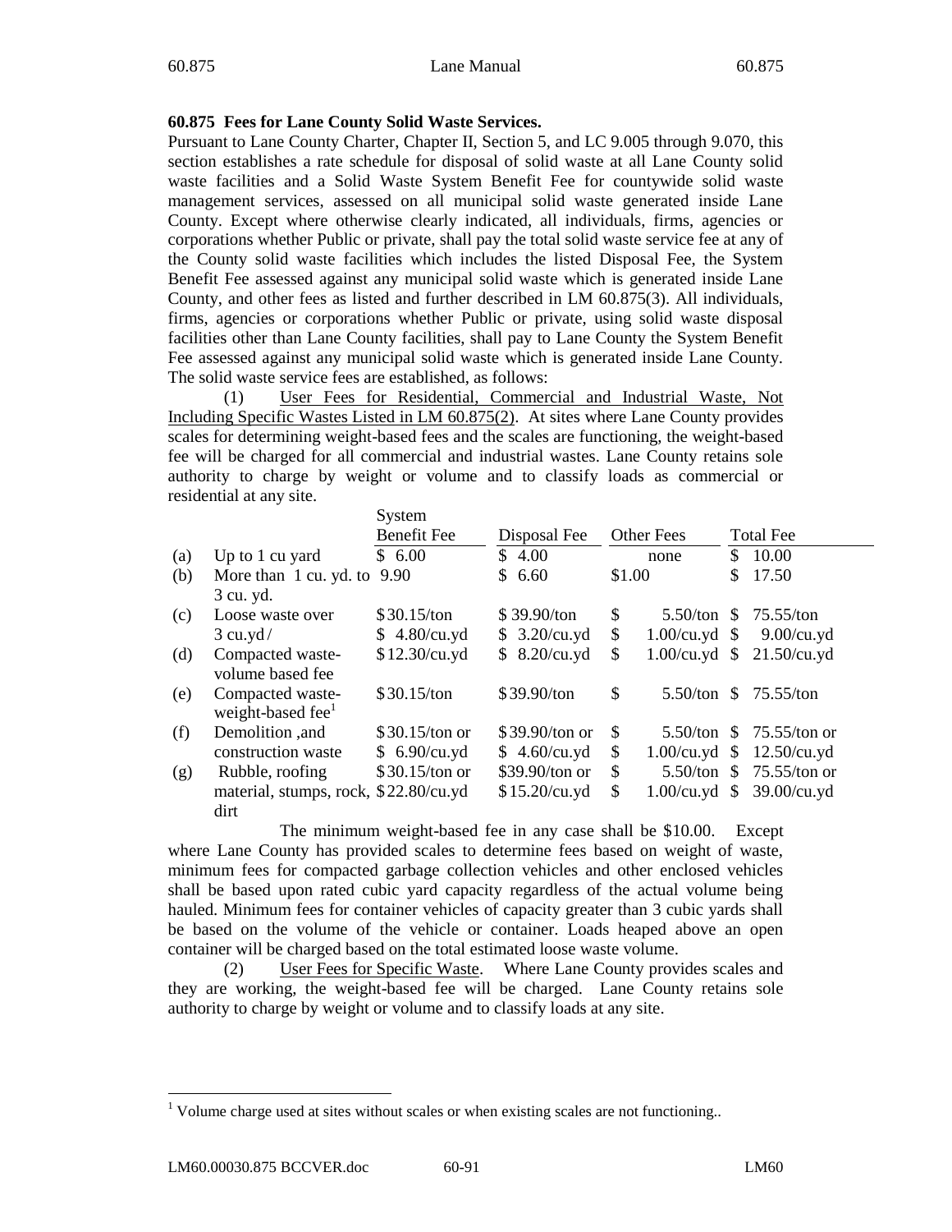**60.875 Fees for Lane County Solid Waste Services.**

Pursuant to Lane County Charter, Chapter II, Section 5, and LC 9.005 through 9.070, this section establishes a rate schedule for disposal of solid waste at all Lane County solid waste facilities and a Solid Waste System Benefit Fee for countywide solid waste management services, assessed on all municipal solid waste generated inside Lane County. Except where otherwise clearly indicated, all individuals, firms, agencies or corporations whether Public or private, shall pay the total solid waste service fee at any of the County solid waste facilities which includes the listed Disposal Fee, the System Benefit Fee assessed against any municipal solid waste which is generated inside Lane County, and other fees as listed and further described in LM 60.875(3). All individuals, firms, agencies or corporations whether Public or private, using solid waste disposal facilities other than Lane County facilities, shall pay to Lane County the System Benefit Fee assessed against any municipal solid waste which is generated inside Lane County. The solid waste service fees are established, as follows:

(1) User Fees for Residential, Commercial and Industrial Waste, Not Including Specific Wastes Listed in LM 60.875(2). At sites where Lane County provides scales for determining weight-based fees and the scales are functioning, the weight-based fee will be charged for all commercial and industrial wastes. Lane County retains sole authority to charge by weight or volume and to classify loads as commercial or residential at any site.

| | | System Benefit Fee | Disposal Fee | Other Fees | Total Fee |
|---|---|---|---|---|---|
| (a) | Up to 1 cu yard | $ 6.00 | $ 4.00 | none | $ 10.00 |
| (b) | More than 1 cu. yd. to 3 cu. yd. | 9.90 | $ 6.60 | $1.00 | $ 17.50 |
| (c) | Loose waste over 3 cu.yd / | $30.15/ton<br>$ 4.80/cu.yd | $ 39.90/ton<br>$ 3.20/cu.yd | $ 5.50/ton<br>$ 1.00/cu.yd | $ 75.55/ton<br>$ 9.00/cu.yd |
| (d) | Compacted waste-volume based fee | $12.30/cu.yd | $ 8.20/cu.yd | $ 1.00/cu.yd | $ 21.50/cu.yd |
| (e) | Compacted waste-weight-based fee[1] | $30.15/ton | $39.90/ton | $ 5.50/ton | $ 75.55/ton |
| (f) | Demolition ,and construction waste | $30.15/ton or<br>$ 6.90/cu.yd | $39.90/ton or<br>$ 4.60/cu.yd | $ 5.50/ton<br>$ 1.00/cu.yd | $ 75.55/ton or<br>$ 12.50/cu.yd |
| (g) | Rubble, roofing material, stumps, rock, dirt | $30.15/ton or<br>$22.80/cu.yd | $39.90/ton or<br>$15.20/cu.yd | $ 5.50/ton<br>$ 1.00/cu.yd | $ 75.55/ton or<br>$ 39.00/cu.yd |

The minimum weight-based fee in any case shall be $10.00. Except where Lane County has provided scales to determine fees based on weight of waste, minimum fees for compacted garbage collection vehicles and other enclosed vehicles shall be based upon rated cubic yard capacity regardless of the actual volume being hauled. Minimum fees for container vehicles of capacity greater than 3 cubic yards shall be based on the volume of the vehicle or container. Loads heaped above an open container will be charged based on the total estimated loose waste volume.

(2) User Fees for Specific Waste. Where Lane County provides scales and they are working, the weight-based fee will be charged. Lane County retains sole authority to charge by weight or volume and to classify loads at any site.

[1] Volume charge used at sites without scales or when existing scales are not functioning..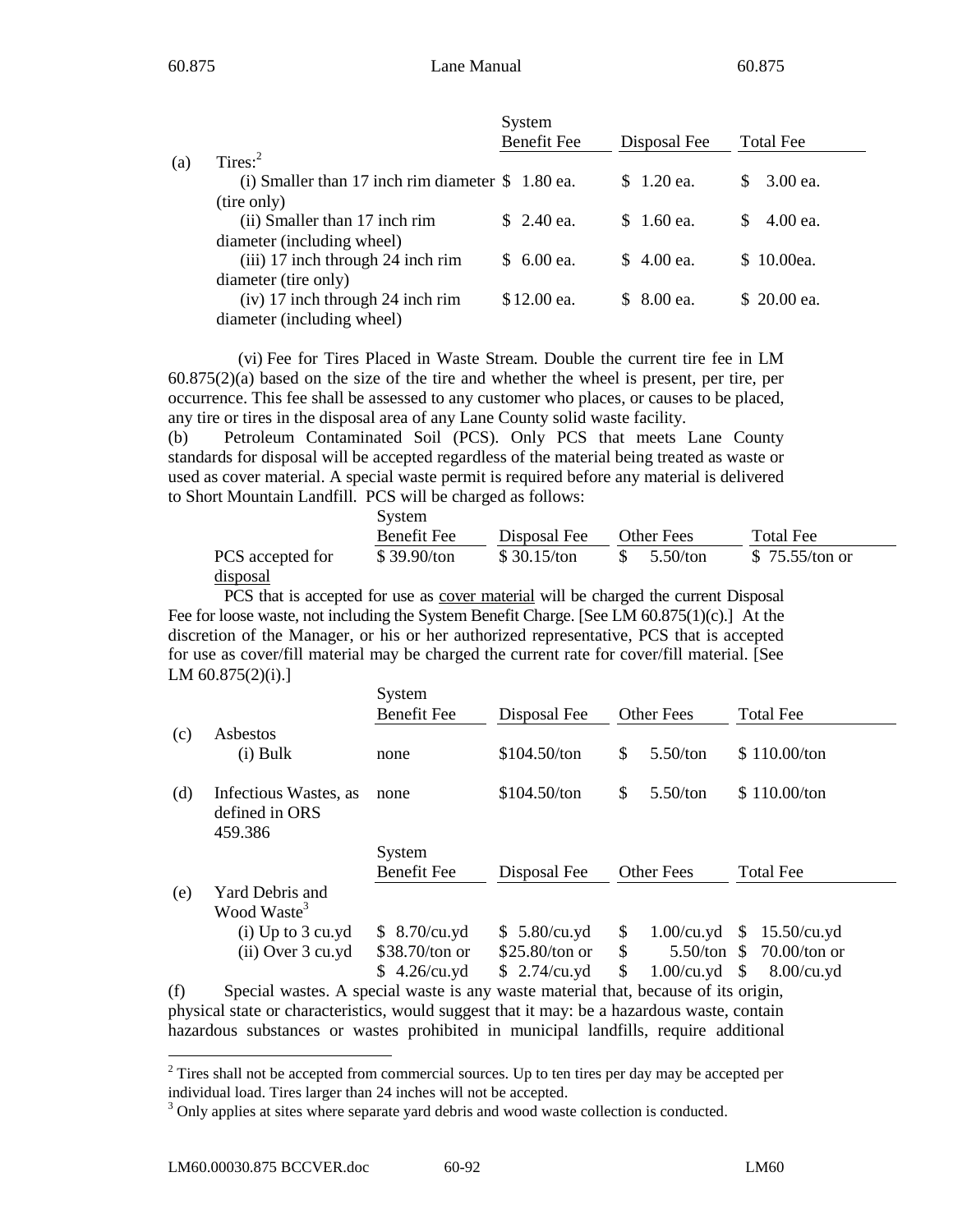| | | System Benefit Fee | Disposal Fee | Total Fee |
|---|---|---|---|---|
| (a) | Tires:[2] | | | |
| | (i) Smaller than 17 inch rim diameter (tire only) | $ 1.80 ea. | $ 1.20 ea. | $ 3.00 ea. |
| | (ii) Smaller than 17 inch rim diameter (including wheel) | $ 2.40 ea. | $ 1.60 ea. | $ 4.00 ea. |
| | (iii) 17 inch through 24 inch rim diameter (tire only) | $ 6.00 ea. | $ 4.00 ea. | $ 10.00ea. |
| | (iv) 17 inch through 24 inch rim diameter (including wheel) | $12.00 ea. | $ 8.00 ea. | $ 20.00 ea. |

(vi) Fee for Tires Placed in Waste Stream. Double the current tire fee in LM 60.875(2)(a) based on the size of the tire and whether the wheel is present, per tire, per occurrence. This fee shall be assessed to any customer who places, or causes to be placed, any tire or tires in the disposal area of any Lane County solid waste facility.

(b) Petroleum Contaminated Soil (PCS). Only PCS that meets Lane County standards for disposal will be accepted regardless of the material being treated as waste or used as cover material. A special waste permit is required before any material is delivered to Short Mountain Landfill. PCS will be charged as follows:

| | System Benefit Fee | Disposal Fee | Other Fees | Total Fee |
|---|---|---|---|---|
| PCS accepted for disposal | $ 39.90/ton | $ 30.15/ton | $ 5.50/ton | $ 75.55/ton or |

PCS that is accepted for use as cover material will be charged the current Disposal Fee for loose waste, not including the System Benefit Charge. [See LM 60.875(1)(c).] At the discretion of the Manager, or his or her authorized representative, PCS that is accepted for use as cover/fill material may be charged the current rate for cover/fill material. [See LM 60.875(2)(i).]

| | | System Benefit Fee | Disposal Fee | Other Fees | Total Fee |
|---|---|---|---|---|---|
| (c) | Asbestos | | | | |
| | (i) Bulk | none | $104.50/ton | $ 5.50/ton | $ 110.00/ton |
| (d) | Infectious Wastes, as defined in ORS 459.386 | none | $104.50/ton | $ 5.50/ton | $ 110.00/ton |

| | | System Benefit Fee | Disposal Fee | Other Fees | Total Fee |
|---|---|---|---|---|---|
| (e) | Yard Debris and Wood Waste[3] | | | | |
| | (i) Up to 3 cu.yd | $ 8.70/cu.yd | $ 5.80/cu.yd | $ 1.00/cu.yd | $ 15.50/cu.yd |
| | (ii) Over 3 cu.yd | $38.70/ton or | $25.80/ton or | $ 5.50/ton | $ 70.00/ton or |
| | | $ 4.26/cu.yd | $ 2.74/cu.yd | $ 1.00/cu.yd | $ 8.00/cu.yd |

(f) Special wastes. A special waste is any waste material that, because of its origin, physical state or characteristics, would suggest that it may: be a hazardous waste, contain hazardous substances or wastes prohibited in municipal landfills, require additional

[2] Tires shall not be accepted from commercial sources. Up to ten tires per day may be accepted per individual load. Tires larger than 24 inches will not be accepted.

[3] Only applies at sites where separate yard debris and wood waste collection is conducted.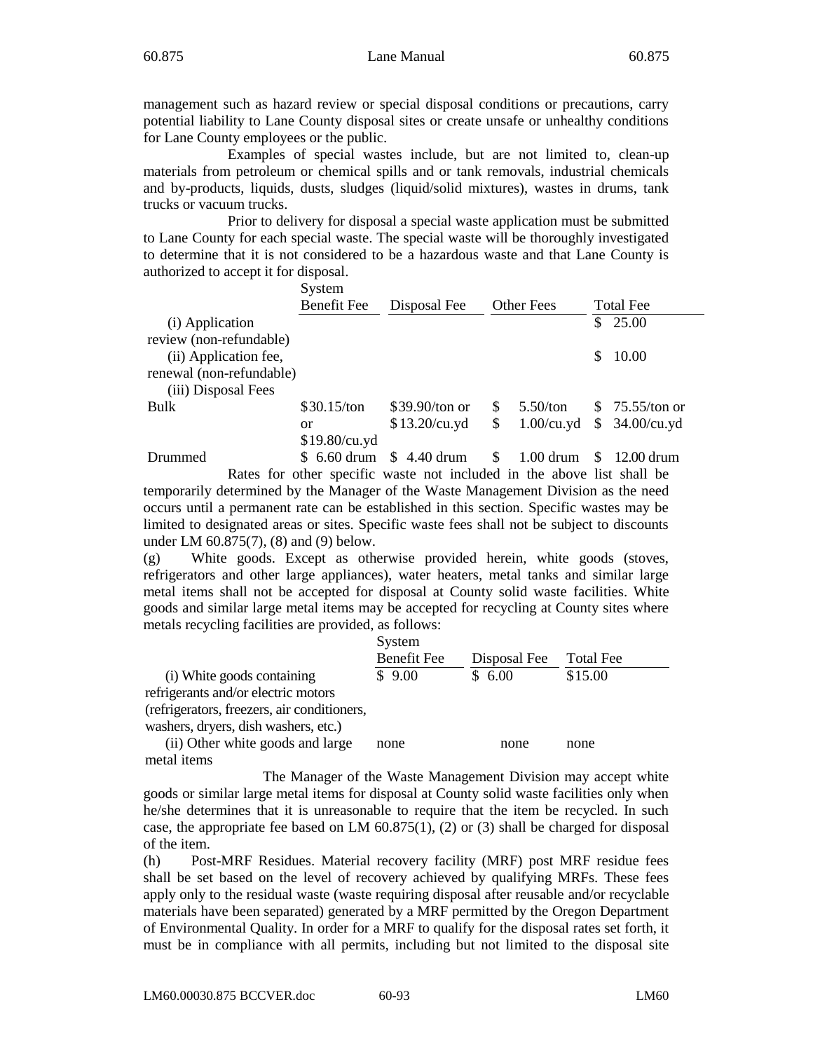management such as hazard review or special disposal conditions or precautions, carry potential liability to Lane County disposal sites or create unsafe or unhealthy conditions for Lane County employees or the public.

Examples of special wastes include, but are not limited to, clean-up materials from petroleum or chemical spills and or tank removals, industrial chemicals and by-products, liquids, dusts, sludges (liquid/solid mixtures), wastes in drums, tank trucks or vacuum trucks.

Prior to delivery for disposal a special waste application must be submitted to Lane County for each special waste. The special waste will be thoroughly investigated to determine that it is not considered to be a hazardous waste and that Lane County is authorized to accept it for disposal.

| | System Benefit Fee | Disposal Fee | Other Fees | Total Fee |
|---|---|---|---|---|
| (i) Application review (non-refundable) | | | | $ 25.00 |
| (ii) Application fee, renewal (non-refundable) | | | | $ 10.00 |
| (iii) Disposal Fees | | | | |
| Bulk | $30.15/ton or $19.80/cu.yd | $39.90/ton or $13.20/cu.yd | $ 5.50/ton $ 1.00/cu.yd | $ 75.55/ton or $ 34.00/cu.yd |
| Drummed | $ 6.60 drum | $ 4.40 drum | $ 1.00 drum | $ 12.00 drum |

Rates for other specific waste not included in the above list shall be temporarily determined by the Manager of the Waste Management Division as the need occurs until a permanent rate can be established in this section. Specific wastes may be limited to designated areas or sites. Specific waste fees shall not be subject to discounts under LM 60.875(7), (8) and (9) below.

(g) White goods. Except as otherwise provided herein, white goods (stoves, refrigerators and other large appliances), water heaters, metal tanks and similar large metal items shall not be accepted for disposal at County solid waste facilities. White goods and similar large metal items may be accepted for recycling at County sites where metals recycling facilities are provided, as follows:

| | System Benefit Fee | Disposal Fee | Total Fee |
|---|---|---|---|
| (i) White goods containing refrigerants and/or electric motors (refrigerators, freezers, air conditioners, washers, dryers, dish washers, etc.) | $ 9.00 | $ 6.00 | $15.00 |
| (ii) Other white goods and large metal items | none | none | none |

The Manager of the Waste Management Division may accept white goods or similar large metal items for disposal at County solid waste facilities only when he/she determines that it is unreasonable to require that the item be recycled. In such case, the appropriate fee based on LM 60.875(1), (2) or (3) shall be charged for disposal of the item.

(h) Post-MRF Residues. Material recovery facility (MRF) post MRF residue fees shall be set based on the level of recovery achieved by qualifying MRFs. These fees apply only to the residual waste (waste requiring disposal after reusable and/or recyclable materials have been separated) generated by a MRF permitted by the Oregon Department of Environmental Quality. In order for a MRF to qualify for the disposal rates set forth, it must be in compliance with all permits, including but not limited to the disposal site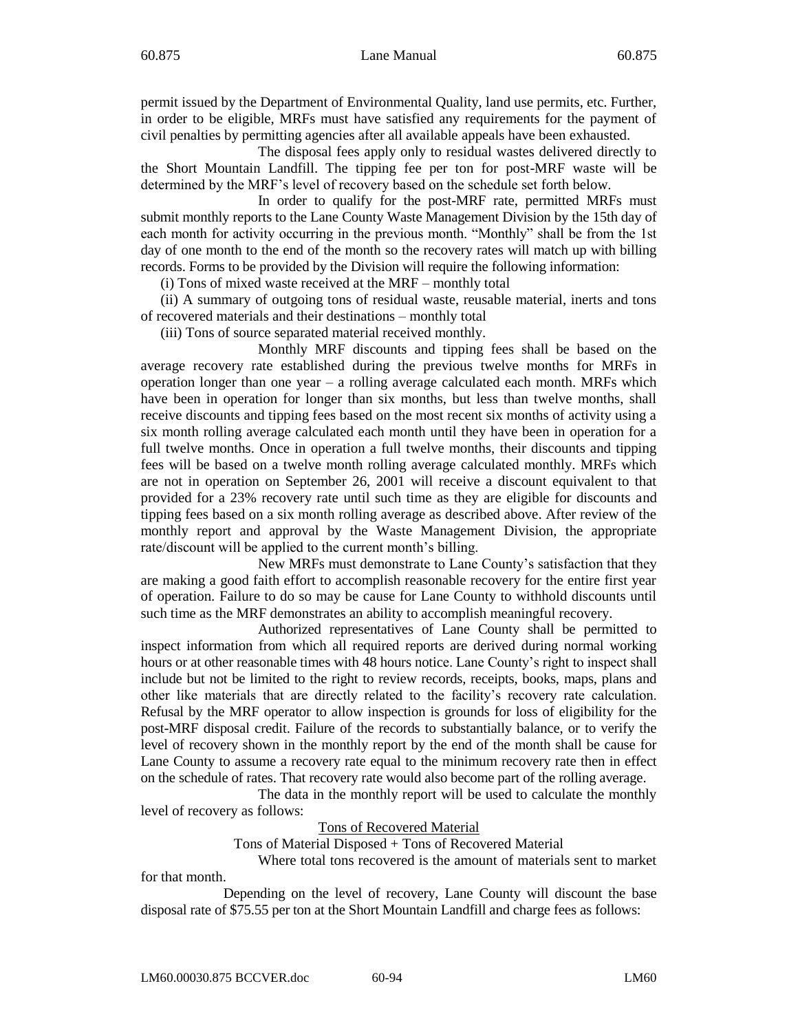permit issued by the Department of Environmental Quality, land use permits, etc. Further, in order to be eligible, MRFs must have satisfied any requirements for the payment of civil penalties by permitting agencies after all available appeals have been exhausted.

The disposal fees apply only to residual wastes delivered directly to the Short Mountain Landfill. The tipping fee per ton for post-MRF waste will be determined by the MRF's level of recovery based on the schedule set forth below.

In order to qualify for the post-MRF rate, permitted MRFs must submit monthly reports to the Lane County Waste Management Division by the 15th day of each month for activity occurring in the previous month. "Monthly" shall be from the 1st day of one month to the end of the month so the recovery rates will match up with billing records. Forms to be provided by the Division will require the following information:

(i) Tons of mixed waste received at the MRF – monthly total

(ii) A summary of outgoing tons of residual waste, reusable material, inerts and tons of recovered materials and their destinations – monthly total

(iii) Tons of source separated material received monthly.

Monthly MRF discounts and tipping fees shall be based on the average recovery rate established during the previous twelve months for MRFs in operation longer than one year – a rolling average calculated each month. MRFs which have been in operation for longer than six months, but less than twelve months, shall receive discounts and tipping fees based on the most recent six months of activity using a six month rolling average calculated each month until they have been in operation for a full twelve months. Once in operation a full twelve months, their discounts and tipping fees will be based on a twelve month rolling average calculated monthly. MRFs which are not in operation on September 26, 2001 will receive a discount equivalent to that provided for a 23% recovery rate until such time as they are eligible for discounts and tipping fees based on a six month rolling average as described above. After review of the monthly report and approval by the Waste Management Division, the appropriate rate/discount will be applied to the current month's billing.

New MRFs must demonstrate to Lane County's satisfaction that they are making a good faith effort to accomplish reasonable recovery for the entire first year of operation. Failure to do so may be cause for Lane County to withhold discounts until such time as the MRF demonstrates an ability to accomplish meaningful recovery.

Authorized representatives of Lane County shall be permitted to inspect information from which all required reports are derived during normal working hours or at other reasonable times with 48 hours notice. Lane County's right to inspect shall include but not be limited to the right to review records, receipts, books, maps, plans and other like materials that are directly related to the facility's recovery rate calculation. Refusal by the MRF operator to allow inspection is grounds for loss of eligibility for the post-MRF disposal credit. Failure of the records to substantially balance, or to verify the level of recovery shown in the monthly report by the end of the month shall be cause for Lane County to assume a recovery rate equal to the minimum recovery rate then in effect on the schedule of rates. That recovery rate would also become part of the rolling average.

The data in the monthly report will be used to calculate the monthly level of recovery as follows:

$$\frac{\text{Tons of Recovered Material}}{\text{Tons of Material Disposed + Tons of Recovered Material}}$$

Where total tons recovered is the amount of materials sent to market for that month.

Depending on the level of recovery, Lane County will discount the base disposal rate of $75.55 per ton at the Short Mountain Landfill and charge fees as follows: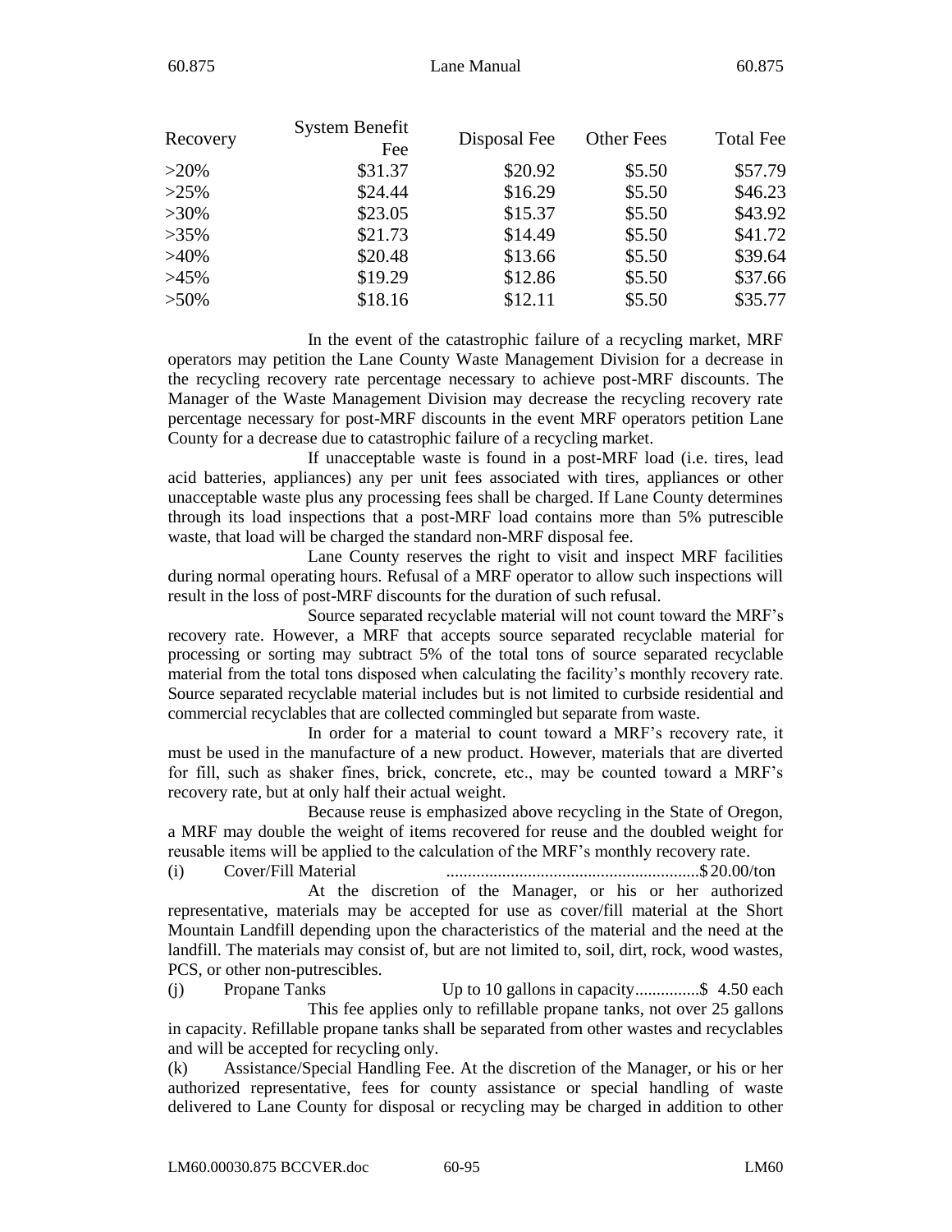| Recovery | System Benefit Fee | Disposal Fee | Other Fees | Total Fee |
| --- | --- | --- | --- | --- |
| >20% | $31.37 | $20.92 | $5.50 | $57.79 |
| >25% | $24.44 | $16.29 | $5.50 | $46.23 |
| >30% | $23.05 | $15.37 | $5.50 | $43.92 |
| >35% | $21.73 | $14.49 | $5.50 | $41.72 |
| >40% | $20.48 | $13.66 | $5.50 | $39.64 |
| >45% | $19.29 | $12.86 | $5.50 | $37.66 |
| >50% | $18.16 | $12.11 | $5.50 | $35.77 |

In the event of the catastrophic failure of a recycling market, MRF operators may petition the Lane County Waste Management Division for a decrease in the recycling recovery rate percentage necessary to achieve post-MRF discounts. The Manager of the Waste Management Division may decrease the recycling recovery rate percentage necessary for post-MRF discounts in the event MRF operators petition Lane County for a decrease due to catastrophic failure of a recycling market.

If unacceptable waste is found in a post-MRF load (i.e. tires, lead acid batteries, appliances) any per unit fees associated with tires, appliances or other unacceptable waste plus any processing fees shall be charged. If Lane County determines through its load inspections that a post-MRF load contains more than 5% putrescible waste, that load will be charged the standard non-MRF disposal fee.

Lane County reserves the right to visit and inspect MRF facilities during normal operating hours. Refusal of a MRF operator to allow such inspections will result in the loss of post-MRF discounts for the duration of such refusal.

Source separated recyclable material will not count toward the MRF's recovery rate. However, a MRF that accepts source separated recyclable material for processing or sorting may subtract 5% of the total tons of source separated recyclable material from the total tons disposed when calculating the facility's monthly recovery rate. Source separated recyclable material includes but is not limited to curbside residential and commercial recyclables that are collected commingled but separate from waste.

In order for a material to count toward a MRF's recovery rate, it must be used in the manufacture of a new product. However, materials that are diverted for fill, such as shaker fines, brick, concrete, etc., may be counted toward a MRF's recovery rate, but at only half their actual weight.

Because reuse is emphasized above recycling in the State of Oregon, a MRF may double the weight of items recovered for reuse and the doubled weight for reusable items will be applied to the calculation of the MRF's monthly recovery rate.

(i) Cover/Fill Material ..........................................................$ 20.00/ton

At the discretion of the Manager, or his or her authorized representative, materials may be accepted for use as cover/fill material at the Short Mountain Landfill depending upon the characteristics of the material and the need at the landfill. The materials may consist of, but are not limited to, soil, dirt, rock, wood wastes, PCS, or other non-putrescibles.

(j) Propane Tanks Up to 10 gallons in capacity...............$ 4.50 each

This fee applies only to refillable propane tanks, not over 25 gallons in capacity. Refillable propane tanks shall be separated from other wastes and recyclables and will be accepted for recycling only.

(k) Assistance/Special Handling Fee. At the discretion of the Manager, or his or her authorized representative, fees for county assistance or special handling of waste delivered to Lane County for disposal or recycling may be charged in addition to other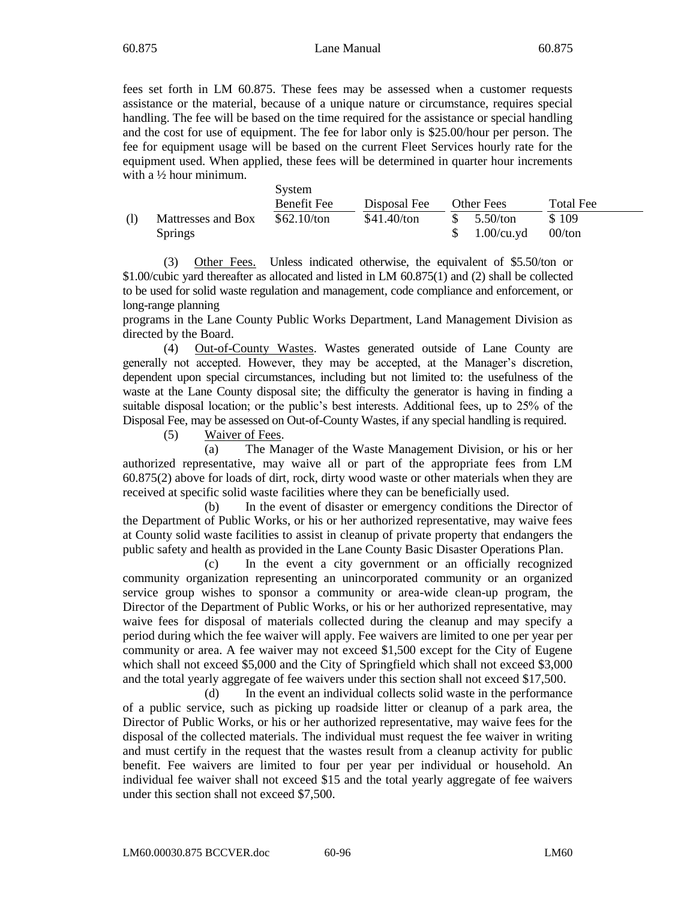fees set forth in LM 60.875. These fees may be assessed when a customer requests assistance or the material, because of a unique nature or circumstance, requires special handling. The fee will be based on the time required for the assistance or special handling and the cost for use of equipment. The fee for labor only is $25.00/hour per person. The fee for equipment usage will be based on the current Fleet Services hourly rate for the equipment used. When applied, these fees will be determined in quarter hour increments with a ½ hour minimum.

| | | System Benefit Fee | Disposal Fee | Other Fees | Total Fee |
|---|---|---|---|---|---|
| (l) | Mattresses and Box Springs | $62.10/ton | $41.40/ton | $ 5.50/ton<br>$ 1.00/cu.yd | $ 109<br>00/ton |

(3) Other Fees. Unless indicated otherwise, the equivalent of $5.50/ton or $1.00/cubic yard thereafter as allocated and listed in LM 60.875(1) and (2) shall be collected to be used for solid waste regulation and management, code compliance and enforcement, or long-range planning programs in the Lane County Public Works Department, Land Management Division as directed by the Board.

(4) Out-of-County Wastes. Wastes generated outside of Lane County are generally not accepted. However, they may be accepted, at the Manager's discretion, dependent upon special circumstances, including but not limited to: the usefulness of the waste at the Lane County disposal site; the difficulty the generator is having in finding a suitable disposal location; or the public's best interests. Additional fees, up to 25% of the Disposal Fee, may be assessed on Out-of-County Wastes, if any special handling is required.

(5) Waiver of Fees.

(a) The Manager of the Waste Management Division, or his or her authorized representative, may waive all or part of the appropriate fees from LM 60.875(2) above for loads of dirt, rock, dirty wood waste or other materials when they are received at specific solid waste facilities where they can be beneficially used.

(b) In the event of disaster or emergency conditions the Director of the Department of Public Works, or his or her authorized representative, may waive fees at County solid waste facilities to assist in cleanup of private property that endangers the public safety and health as provided in the Lane County Basic Disaster Operations Plan.

(c) In the event a city government or an officially recognized community organization representing an unincorporated community or an organized service group wishes to sponsor a community or area-wide clean-up program, the Director of the Department of Public Works, or his or her authorized representative, may waive fees for disposal of materials collected during the cleanup and may specify a period during which the fee waiver will apply. Fee waivers are limited to one per year per community or area. A fee waiver may not exceed $1,500 except for the City of Eugene which shall not exceed $5,000 and the City of Springfield which shall not exceed $3,000 and the total yearly aggregate of fee waivers under this section shall not exceed $17,500.

(d) In the event an individual collects solid waste in the performance of a public service, such as picking up roadside litter or cleanup of a park area, the Director of Public Works, or his or her authorized representative, may waive fees for the disposal of the collected materials. The individual must request the fee waiver in writing and must certify in the request that the wastes result from a cleanup activity for public benefit. Fee waivers are limited to four per year per individual or household. An individual fee waiver shall not exceed $15 and the total yearly aggregate of fee waivers under this section shall not exceed $7,500.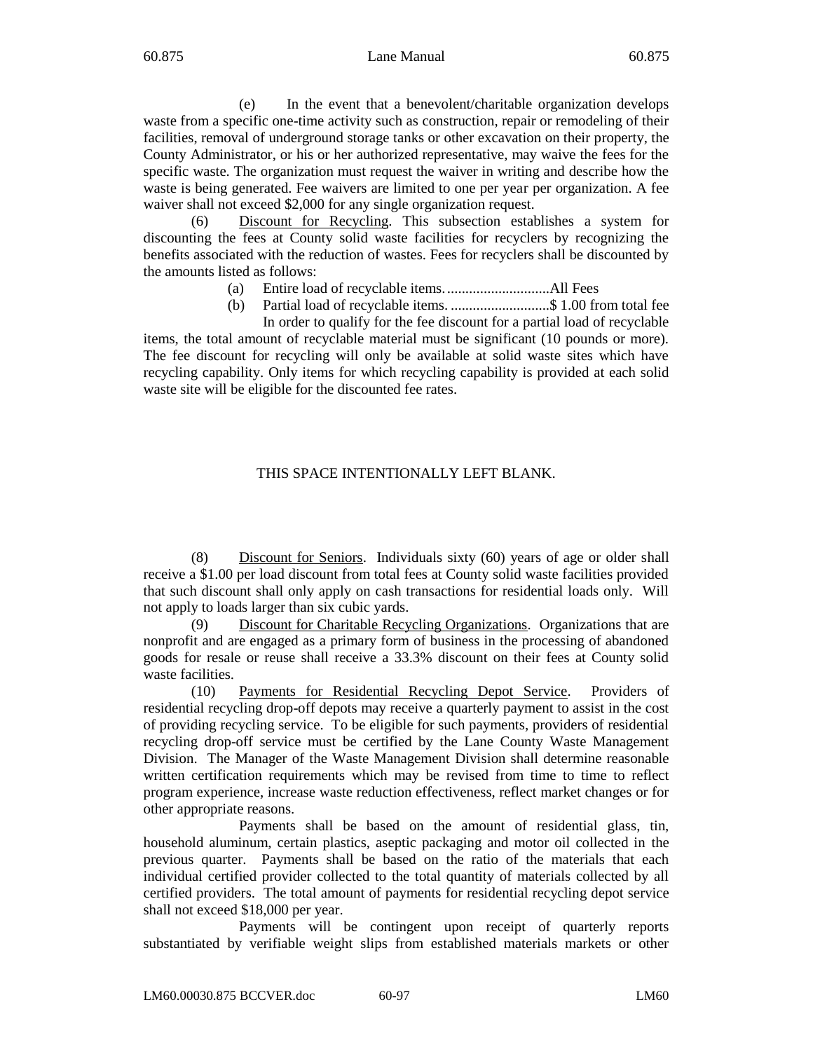(e) In the event that a benevolent/charitable organization develops waste from a specific one-time activity such as construction, repair or remodeling of their facilities, removal of underground storage tanks or other excavation on their property, the County Administrator, or his or her authorized representative, may waive the fees for the specific waste. The organization must request the waiver in writing and describe how the waste is being generated. Fee waivers are limited to one per year per organization. A fee waiver shall not exceed $2,000 for any single organization request.

(6) Discount for Recycling. This subsection establishes a system for discounting the fees at County solid waste facilities for recyclers by recognizing the benefits associated with the reduction of wastes. Fees for recyclers shall be discounted by the amounts listed as follows:

(a) Entire load of recyclable items. ............................All Fees

(b) Partial load of recyclable items. ...........................$ 1.00 from total fee

In order to qualify for the fee discount for a partial load of recyclable items, the total amount of recyclable material must be significant (10 pounds or more). The fee discount for recycling will only be available at solid waste sites which have recycling capability. Only items for which recycling capability is provided at each solid waste site will be eligible for the discounted fee rates.

THIS SPACE INTENTIONALLY LEFT BLANK.

(8) Discount for Seniors. Individuals sixty (60) years of age or older shall receive a $1.00 per load discount from total fees at County solid waste facilities provided that such discount shall only apply on cash transactions for residential loads only. Will not apply to loads larger than six cubic yards.

(9) Discount for Charitable Recycling Organizations. Organizations that are nonprofit and are engaged as a primary form of business in the processing of abandoned goods for resale or reuse shall receive a 33.3% discount on their fees at County solid waste facilities.

(10) Payments for Residential Recycling Depot Service. Providers of residential recycling drop-off depots may receive a quarterly payment to assist in the cost of providing recycling service. To be eligible for such payments, providers of residential recycling drop-off service must be certified by the Lane County Waste Management Division. The Manager of the Waste Management Division shall determine reasonable written certification requirements which may be revised from time to time to reflect program experience, increase waste reduction effectiveness, reflect market changes or for other appropriate reasons.

Payments shall be based on the amount of residential glass, tin, household aluminum, certain plastics, aseptic packaging and motor oil collected in the previous quarter. Payments shall be based on the ratio of the materials that each individual certified provider collected to the total quantity of materials collected by all certified providers. The total amount of payments for residential recycling depot service shall not exceed $18,000 per year.

Payments will be contingent upon receipt of quarterly reports substantiated by verifiable weight slips from established materials markets or other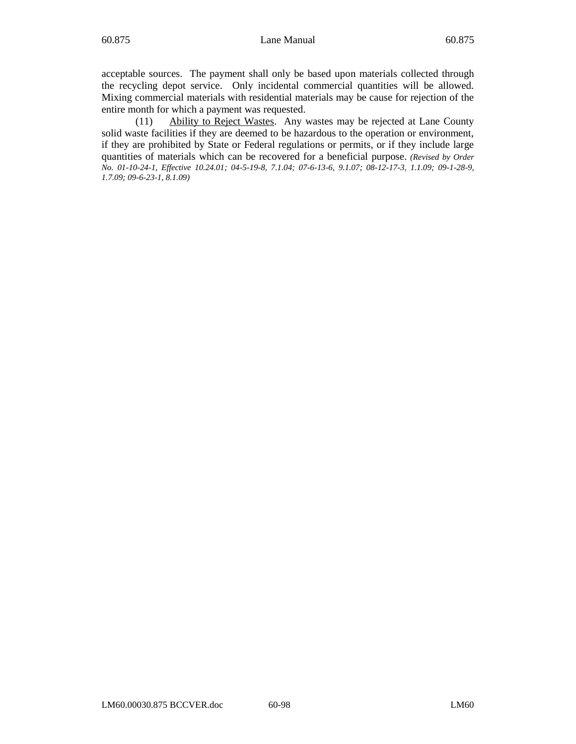acceptable sources. The payment shall only be based upon materials collected through the recycling depot service. Only incidental commercial quantities will be allowed. Mixing commercial materials with residential materials may be cause for rejection of the entire month for which a payment was requested.

(11) Ability to Reject Wastes. Any wastes may be rejected at Lane County solid waste facilities if they are deemed to be hazardous to the operation or environment, if they are prohibited by State or Federal regulations or permits, or if they include large quantities of materials which can be recovered for a beneficial purpose. *(Revised by Order No. 01-10-24-1, Effective 10.24.01; 04-5-19-8, 7.1.04; 07-6-13-6, 9.1.07; 08-12-17-3, 1.1.09; 09-1-28-9, 1.7.09; 09-6-23-1, 8.1.09)*